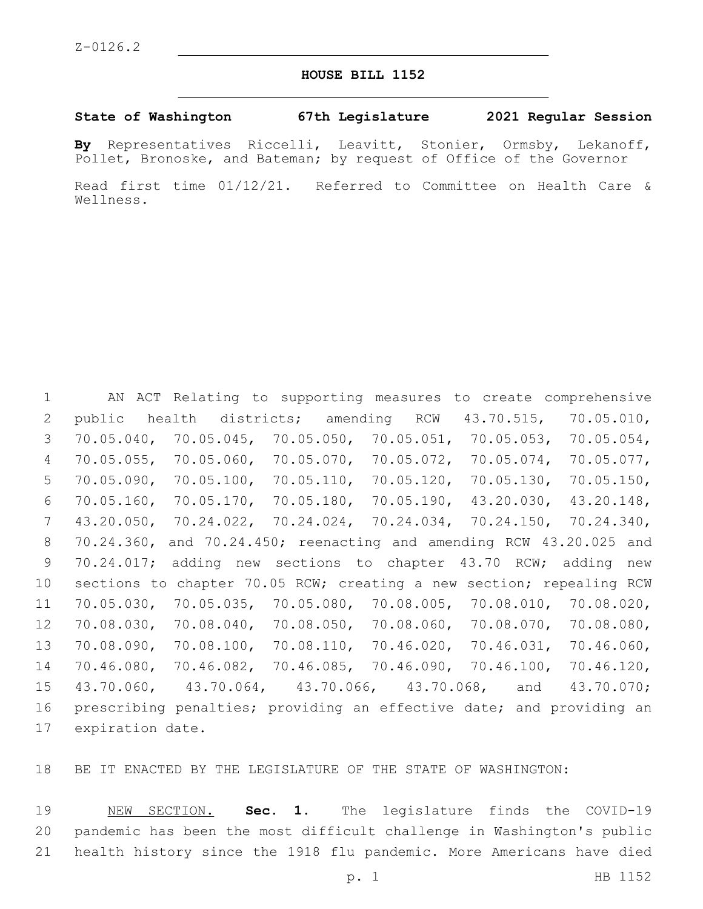Z-0126.2

# HOUSE BILL 1152

**State of Washington 67th Legislature 2021 Regular Session**

**By** Representatives Riccelli, Leavitt, Stonier, Ormsby, Lekanoff, Pollet, Bronoske, and Bateman; by request of Office of the Governor

Read first time 01/12/21. Referred to Committee on Health Care & Wellness.

AN ACT Relating to supporting measures to create comprehensive public health districts; amending RCW 43.70.515, 70.05.010, 70.05.040, 70.05.045, 70.05.050, 70.05.051, 70.05.053, 70.05.054, 70.05.055, 70.05.060, 70.05.070, 70.05.072, 70.05.074, 70.05.077, 70.05.090, 70.05.100, 70.05.110, 70.05.120, 70.05.130, 70.05.150, 70.05.160, 70.05.170, 70.05.180, 70.05.190, 43.20.030, 43.20.148, 43.20.050, 70.24.022, 70.24.024, 70.24.034, 70.24.150, 70.24.340, 70.24.360, and 70.24.450; reenacting and amending RCW 43.20.025 and 70.24.017; adding new sections to chapter 43.70 RCW; adding new sections to chapter 70.05 RCW; creating a new section; repealing RCW 70.05.030, 70.05.035, 70.05.080, 70.08.005, 70.08.010, 70.08.020, 70.08.030, 70.08.040, 70.08.050, 70.08.060, 70.08.070, 70.08.080, 70.08.090, 70.08.100, 70.08.110, 70.46.020, 70.46.031, 70.46.060, 70.46.080, 70.46.082, 70.46.085, 70.46.090, 70.46.100, 70.46.120, 43.70.060, 43.70.064, 43.70.066, 43.70.068, and 43.70.070; prescribing penalties; providing an effective date; and providing an expiration date.

BE IT ENACTED BY THE LEGISLATURE OF THE STATE OF WASHINGTON:

NEW SECTION. **Sec. 1.** The legislature finds the COVID-19 pandemic has been the most difficult challenge in Washington's public health history since the 1918 flu pandemic. More Americans have died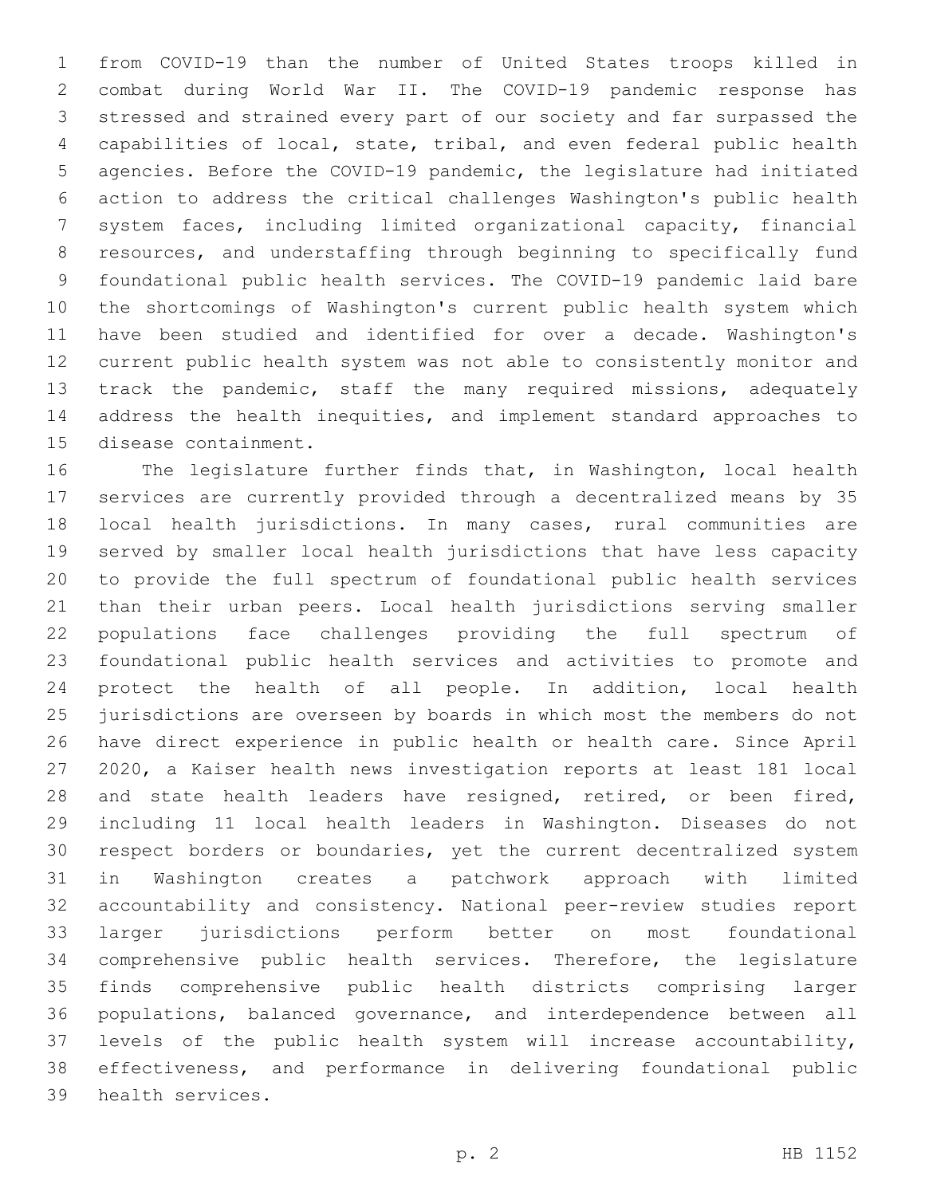from COVID-19 than the number of United States troops killed in combat during World War II. The COVID-19 pandemic response has stressed and strained every part of our society and far surpassed the capabilities of local, state, tribal, and even federal public health agencies. Before the COVID-19 pandemic, the legislature had initiated action to address the critical challenges Washington's public health system faces, including limited organizational capacity, financial resources, and understaffing through beginning to specifically fund foundational public health services. The COVID-19 pandemic laid bare the shortcomings of Washington's current public health system which have been studied and identified for over a decade. Washington's current public health system was not able to consistently monitor and track the pandemic, staff the many required missions, adequately address the health inequities, and implement standard approaches to disease containment.

The legislature further finds that, in Washington, local health services are currently provided through a decentralized means by 35 local health jurisdictions. In many cases, rural communities are served by smaller local health jurisdictions that have less capacity to provide the full spectrum of foundational public health services than their urban peers. Local health jurisdictions serving smaller populations face challenges providing the full spectrum of foundational public health services and activities to promote and protect the health of all people. In addition, local health jurisdictions are overseen by boards in which most the members do not have direct experience in public health or health care. Since April 2020, a Kaiser health news investigation reports at least 181 local and state health leaders have resigned, retired, or been fired, including 11 local health leaders in Washington. Diseases do not respect borders or boundaries, yet the current decentralized system in Washington creates a patchwork approach with limited accountability and consistency. National peer-review studies report larger jurisdictions perform better on most foundational comprehensive public health services. Therefore, the legislature finds comprehensive public health districts comprising larger populations, balanced governance, and interdependence between all levels of the public health system will increase accountability, effectiveness, and performance in delivering foundational public health services.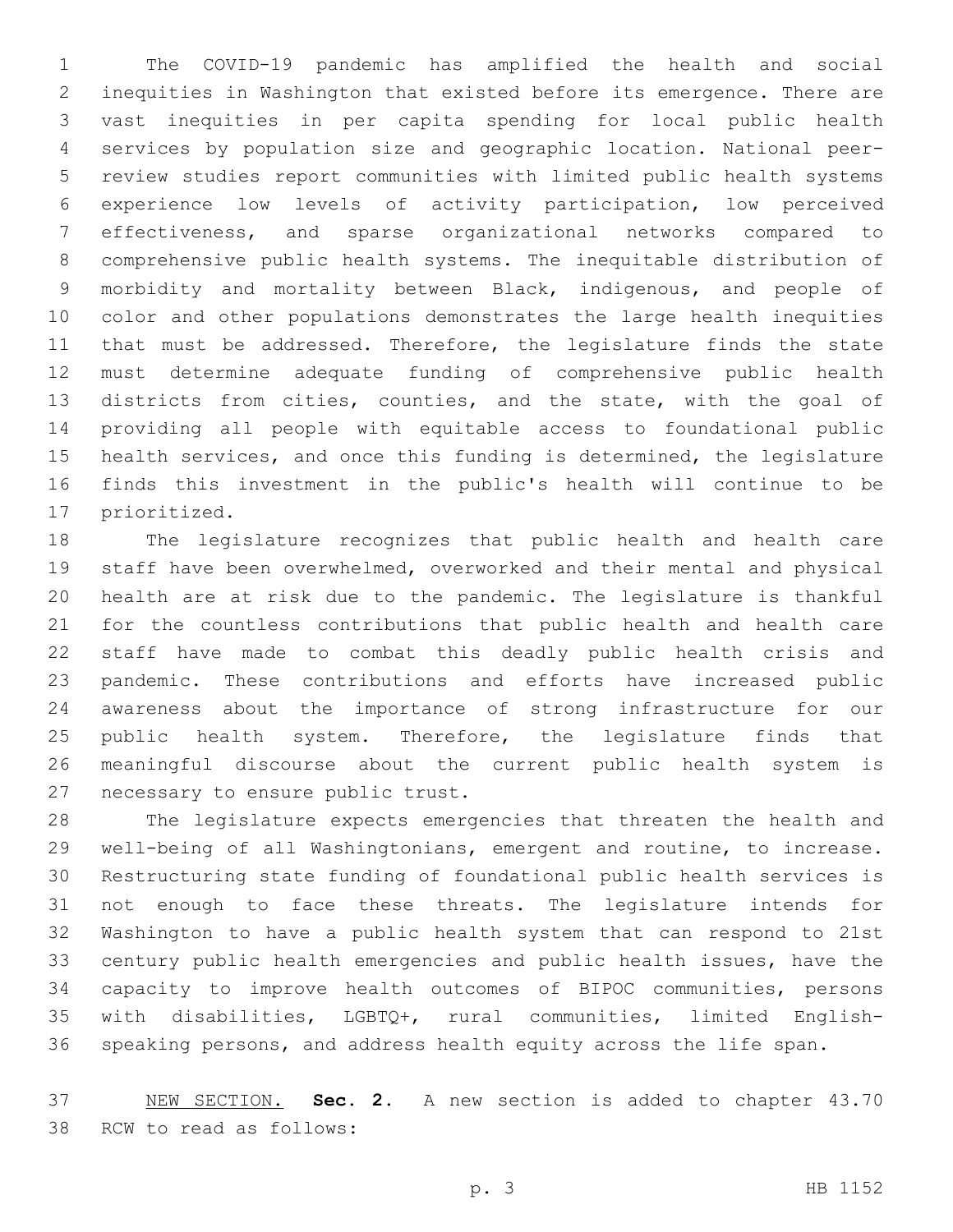The COVID-19 pandemic has amplified the health and social inequities in Washington that existed before its emergence. There are vast inequities in per capita spending for local public health services by population size and geographic location. National peer-review studies report communities with limited public health systems experience low levels of activity participation, low perceived effectiveness, and sparse organizational networks compared to comprehensive public health systems. The inequitable distribution of morbidity and mortality between Black, indigenous, and people of color and other populations demonstrates the large health inequities that must be addressed. Therefore, the legislature finds the state must determine adequate funding of comprehensive public health districts from cities, counties, and the state, with the goal of providing all people with equitable access to foundational public health services, and once this funding is determined, the legislature finds this investment in the public's health will continue to be prioritized.

The legislature recognizes that public health and health care staff have been overwhelmed, overworked and their mental and physical health are at risk due to the pandemic. The legislature is thankful for the countless contributions that public health and health care staff have made to combat this deadly public health crisis and pandemic. These contributions and efforts have increased public awareness about the importance of strong infrastructure for our public health system. Therefore, the legislature finds that meaningful discourse about the current public health system is necessary to ensure public trust.

The legislature expects emergencies that threaten the health and well-being of all Washingtonians, emergent and routine, to increase. Restructuring state funding of foundational public health services is not enough to face these threats. The legislature intends for Washington to have a public health system that can respond to 21st century public health emergencies and public health issues, have the capacity to improve health outcomes of BIPOC communities, persons with disabilities, LGBTQ+, rural communities, limited English-speaking persons, and address health equity across the life span.

NEW SECTION. **Sec. 2.** A new section is added to chapter 43.70 RCW to read as follows: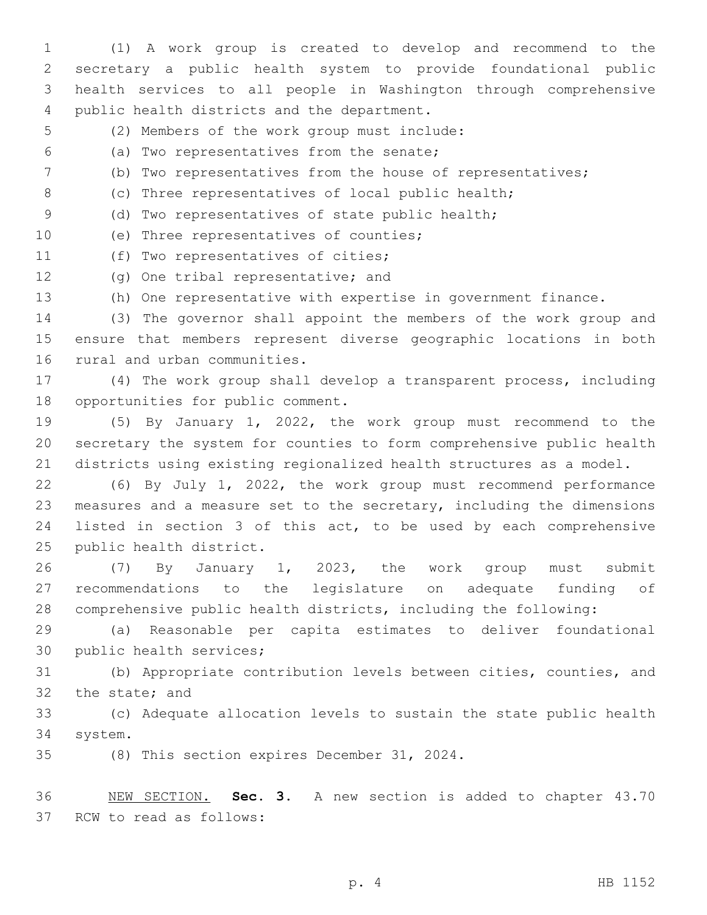(1) A work group is created to develop and recommend to the secretary a public health system to provide foundational public health services to all people in Washington through comprehensive public health districts and the department.

(2) Members of the work group must include:

(a) Two representatives from the senate;

(b) Two representatives from the house of representatives;

(c) Three representatives of local public health;

(d) Two representatives of state public health;

(e) Three representatives of counties;

(f) Two representatives of cities;

(g) One tribal representative; and

(h) One representative with expertise in government finance.

(3) The governor shall appoint the members of the work group and ensure that members represent diverse geographic locations in both rural and urban communities.

(4) The work group shall develop a transparent process, including opportunities for public comment.

(5) By January 1, 2022, the work group must recommend to the secretary the system for counties to form comprehensive public health districts using existing regionalized health structures as a model.

(6) By July 1, 2022, the work group must recommend performance measures and a measure set to the secretary, including the dimensions listed in section 3 of this act, to be used by each comprehensive public health district.

(7) By January 1, 2023, the work group must submit recommendations to the legislature on adequate funding of comprehensive public health districts, including the following:

(a) Reasonable per capita estimates to deliver foundational public health services;

(b) Appropriate contribution levels between cities, counties, and the state; and

(c) Adequate allocation levels to sustain the state public health system.

(8) This section expires December 31, 2024.

NEW SECTION. **Sec. 3.** A new section is added to chapter 43.70 RCW to read as follows: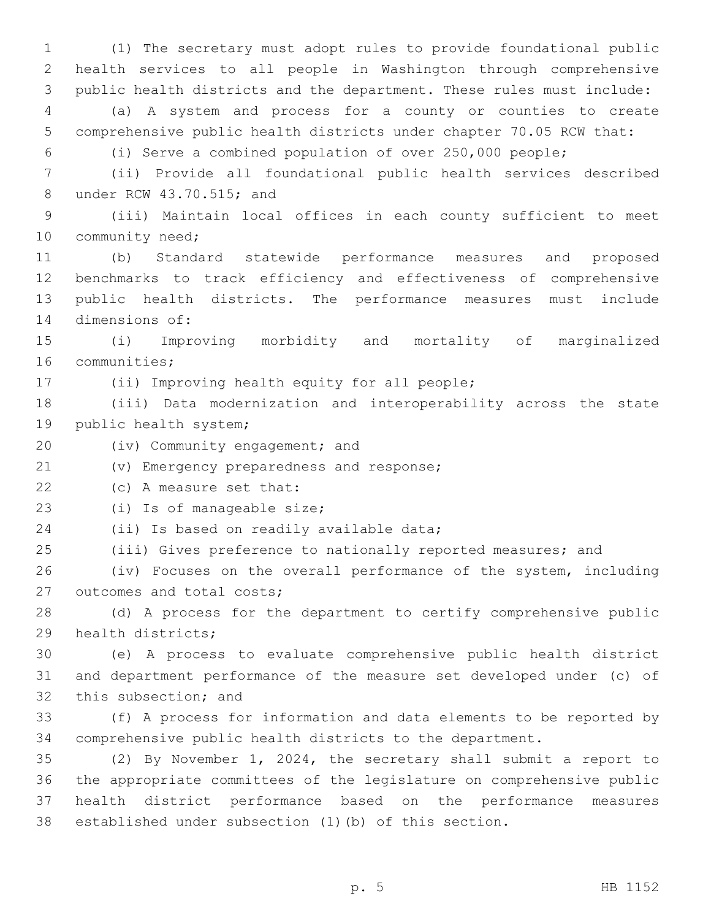(1) The secretary must adopt rules to provide foundational public health services to all people in Washington through comprehensive public health districts and the department. These rules must include:

(a) A system and process for a county or counties to create comprehensive public health districts under chapter 70.05 RCW that:

(i) Serve a combined population of over 250,000 people;

(ii) Provide all foundational public health services described under RCW 43.70.515; and

(iii) Maintain local offices in each county sufficient to meet community need;

(b) Standard statewide performance measures and proposed benchmarks to track efficiency and effectiveness of comprehensive public health districts. The performance measures must include dimensions of:

(i) Improving morbidity and mortality of marginalized communities;

(ii) Improving health equity for all people;

(iii) Data modernization and interoperability across the state public health system;

(iv) Community engagement; and

(v) Emergency preparedness and response;

(c) A measure set that:

(i) Is of manageable size;

(ii) Is based on readily available data;

(iii) Gives preference to nationally reported measures; and

(iv) Focuses on the overall performance of the system, including outcomes and total costs;

(d) A process for the department to certify comprehensive public health districts;

(e) A process to evaluate comprehensive public health district and department performance of the measure set developed under (c) of this subsection; and

(f) A process for information and data elements to be reported by comprehensive public health districts to the department.

(2) By November 1, 2024, the secretary shall submit a report to the appropriate committees of the legislature on comprehensive public health district performance based on the performance measures established under subsection (1)(b) of this section.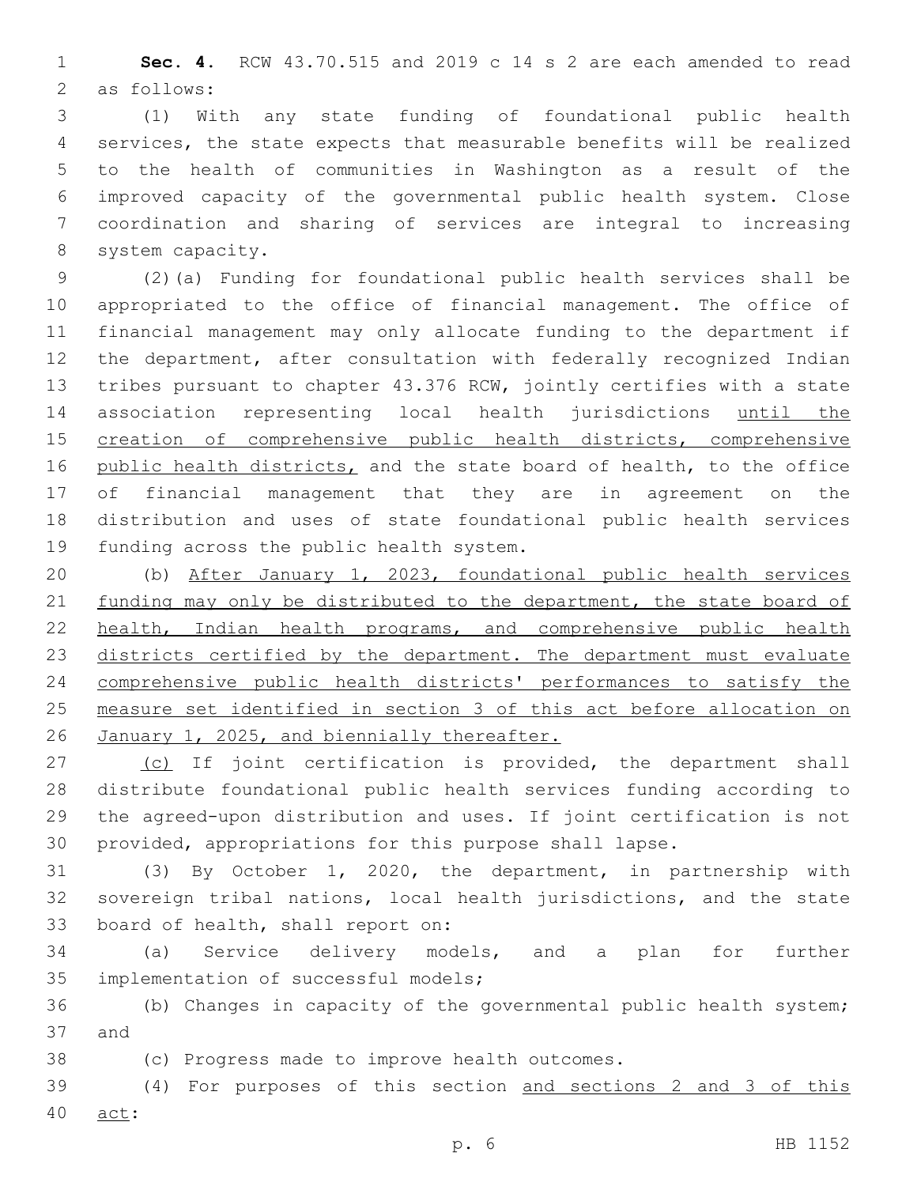**Sec. 4.** RCW 43.70.515 and 2019 c 14 s 2 are each amended to read as follows:

(1) With any state funding of foundational public health services, the state expects that measurable benefits will be realized to the health of communities in Washington as a result of the improved capacity of the governmental public health system. Close coordination and sharing of services are integral to increasing system capacity.

(2)(a) Funding for foundational public health services shall be appropriated to the office of financial management. The office of financial management may only allocate funding to the department if the department, after consultation with federally recognized Indian tribes pursuant to chapter 43.376 RCW, jointly certifies with a state association representing local health jurisdictions <u>until the creation of comprehensive public health districts, comprehensive public health districts,</u> and the state board of health, to the office of financial management that they are in agreement on the distribution and uses of state foundational public health services funding across the public health system.

(b) <u>After January 1, 2023, foundational public health services funding may only be distributed to the department, the state board of health, Indian health programs, and comprehensive public health districts certified by the department. The department must evaluate comprehensive public health districts' performances to satisfy the measure set identified in section 3 of this act before allocation on January 1, 2025, and biennially thereafter.</u>

<u>(c)</u> If joint certification is provided, the department shall distribute foundational public health services funding according to the agreed-upon distribution and uses. If joint certification is not provided, appropriations for this purpose shall lapse.

(3) By October 1, 2020, the department, in partnership with sovereign tribal nations, local health jurisdictions, and the state board of health, shall report on:

(a) Service delivery models, and a plan for further implementation of successful models;

(b) Changes in capacity of the governmental public health system; and

(c) Progress made to improve health outcomes.

(4) For purposes of this section <u>and sections 2 and 3 of this act</u>: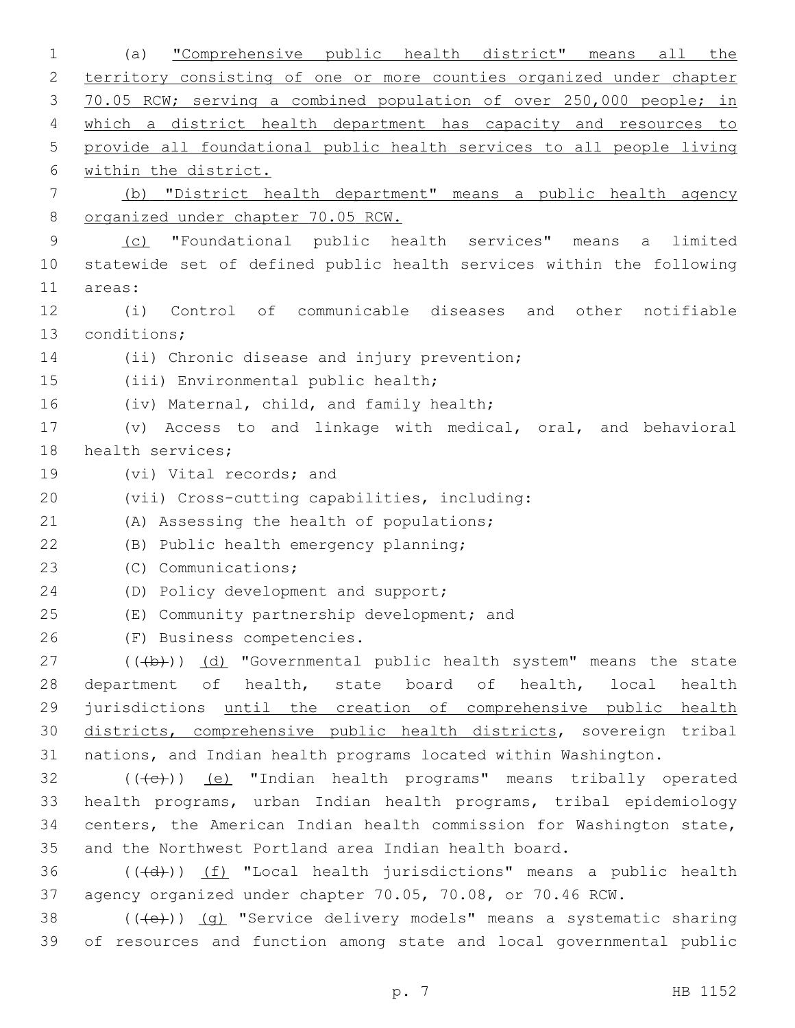(a) "Comprehensive public health district" means all the territory consisting of one or more counties organized under chapter 70.05 RCW; serving a combined population of over 250,000 people; in which a district health department has capacity and resources to provide all foundational public health services to all people living within the district.

(b) "District health department" means a public health agency organized under chapter 70.05 RCW.

(c) "Foundational public health services" means a limited statewide set of defined public health services within the following areas:

(i) Control of communicable diseases and other notifiable conditions;

(ii) Chronic disease and injury prevention;

(iii) Environmental public health;

(iv) Maternal, child, and family health;

(v) Access to and linkage with medical, oral, and behavioral health services;

(vi) Vital records; and

(vii) Cross-cutting capabilities, including:

(A) Assessing the health of populations;

(B) Public health emergency planning;

(C) Communications;

(D) Policy development and support;

(E) Community partnership development; and

(F) Business competencies.

(((b))) (d) "Governmental public health system" means the state department of health, state board of health, local health jurisdictions until the creation of comprehensive public health districts, comprehensive public health districts, sovereign tribal nations, and Indian health programs located within Washington.

(((c))) (e) "Indian health programs" means tribally operated health programs, urban Indian health programs, tribal epidemiology centers, the American Indian health commission for Washington state, and the Northwest Portland area Indian health board.

(((d))) (f) "Local health jurisdictions" means a public health agency organized under chapter 70.05, 70.08, or 70.46 RCW.

(((e))) (g) "Service delivery models" means a systematic sharing of resources and function among state and local governmental public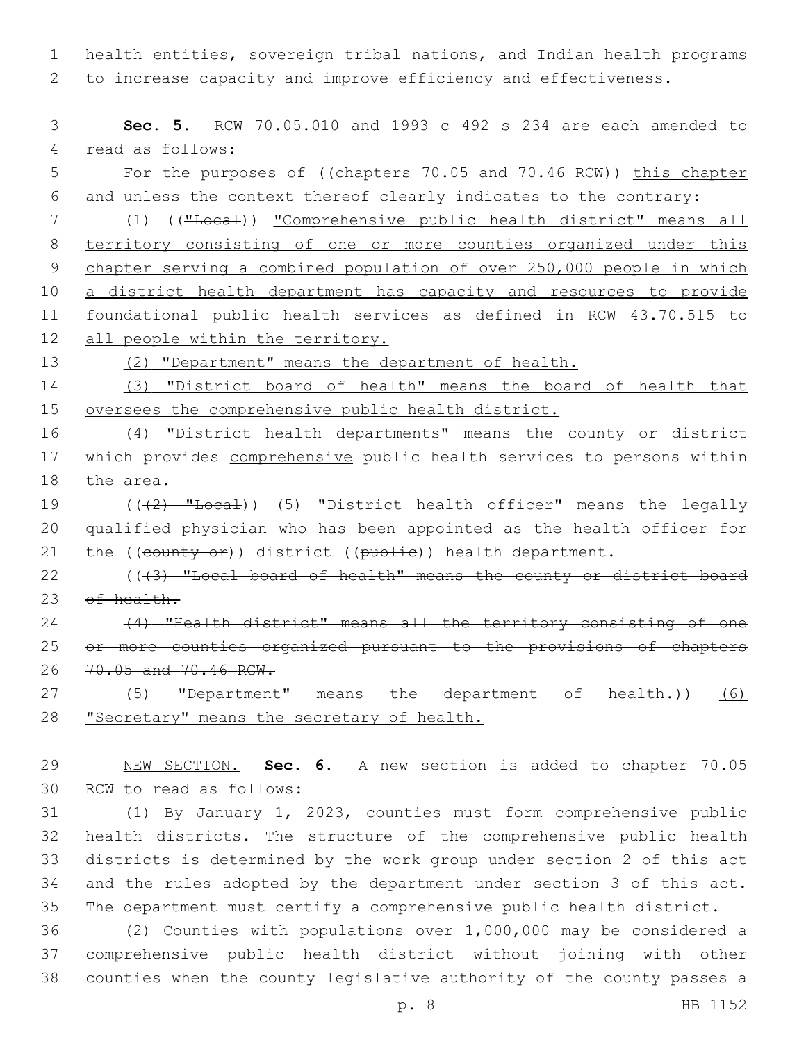health entities, sovereign tribal nations, and Indian health programs to increase capacity and improve efficiency and effectiveness.

**Sec. 5.** RCW 70.05.010 and 1993 c 492 s 234 are each amended to read as follows:

For the purposes of ((~~chapters 70.05 and 70.46 RCW~~)) <u>this chapter</u> and unless the context thereof clearly indicates to the contrary:

(1) ((~~"Local~~)) <u>"Comprehensive public health district" means all territory consisting of one or more counties organized under this chapter serving a combined population of over 250,000 people in which a district health department has capacity and resources to provide foundational public health services as defined in RCW 43.70.515 to all people within the territory.</u>

<u>(2) "Department" means the department of health.</u>

<u>(3) "District board of health" means the board of health that oversees the comprehensive public health district.</u>

<u>(4) "District</u> health departments" means the county or district which provides <u>comprehensive</u> public health services to persons within the area.

((~~(2) "Local~~)) <u>(5) "District</u> health officer" means the legally qualified physician who has been appointed as the health officer for the ((~~county or~~)) district ((~~public~~)) health department.

((~~(3) "Local board of health" means the county or district board of health.~~

~~(4) "Health district" means all the territory consisting of one or more counties organized pursuant to the provisions of chapters 70.05 and 70.46 RCW.~~

~~(5) "Department" means the department of health.~~)) <u>(6) "Secretary" means the secretary of health.</u>

<u>NEW SECTION.</u> **Sec. 6.** A new section is added to chapter 70.05 RCW to read as follows:

(1) By January 1, 2023, counties must form comprehensive public health districts. The structure of the comprehensive public health districts is determined by the work group under section 2 of this act and the rules adopted by the department under section 3 of this act. The department must certify a comprehensive public health district.

(2) Counties with populations over 1,000,000 may be considered a comprehensive public health district without joining with other counties when the county legislative authority of the county passes a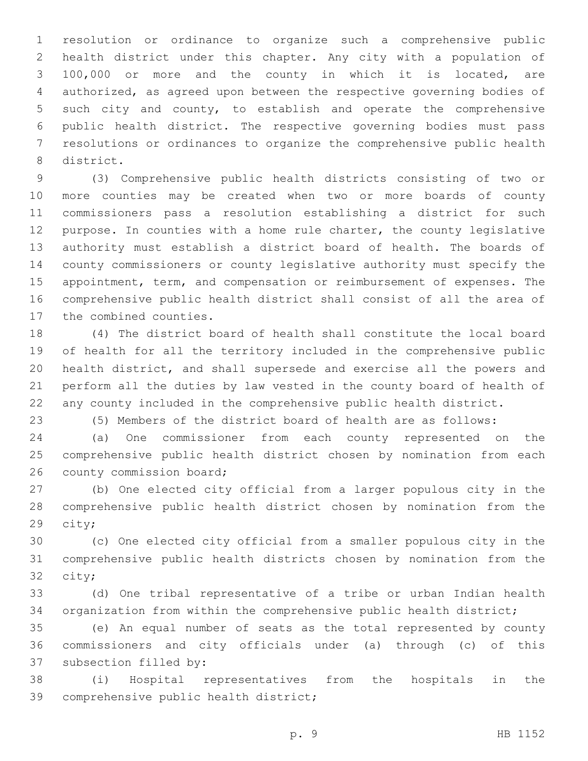resolution or ordinance to organize such a comprehensive public health district under this chapter. Any city with a population of 100,000 or more and the county in which it is located, are authorized, as agreed upon between the respective governing bodies of such city and county, to establish and operate the comprehensive public health district. The respective governing bodies must pass resolutions or ordinances to organize the comprehensive public health district.

(3) Comprehensive public health districts consisting of two or more counties may be created when two or more boards of county commissioners pass a resolution establishing a district for such purpose. In counties with a home rule charter, the county legislative authority must establish a district board of health. The boards of county commissioners or county legislative authority must specify the appointment, term, and compensation or reimbursement of expenses. The comprehensive public health district shall consist of all the area of the combined counties.

(4) The district board of health shall constitute the local board of health for all the territory included in the comprehensive public health district, and shall supersede and exercise all the powers and perform all the duties by law vested in the county board of health of any county included in the comprehensive public health district.

(5) Members of the district board of health are as follows:

(a) One commissioner from each county represented on the comprehensive public health district chosen by nomination from each county commission board;

(b) One elected city official from a larger populous city in the comprehensive public health district chosen by nomination from the city;

(c) One elected city official from a smaller populous city in the comprehensive public health districts chosen by nomination from the city;

(d) One tribal representative of a tribe or urban Indian health organization from within the comprehensive public health district;

(e) An equal number of seats as the total represented by county commissioners and city officials under (a) through (c) of this subsection filled by:

(i) Hospital representatives from the hospitals in the comprehensive public health district;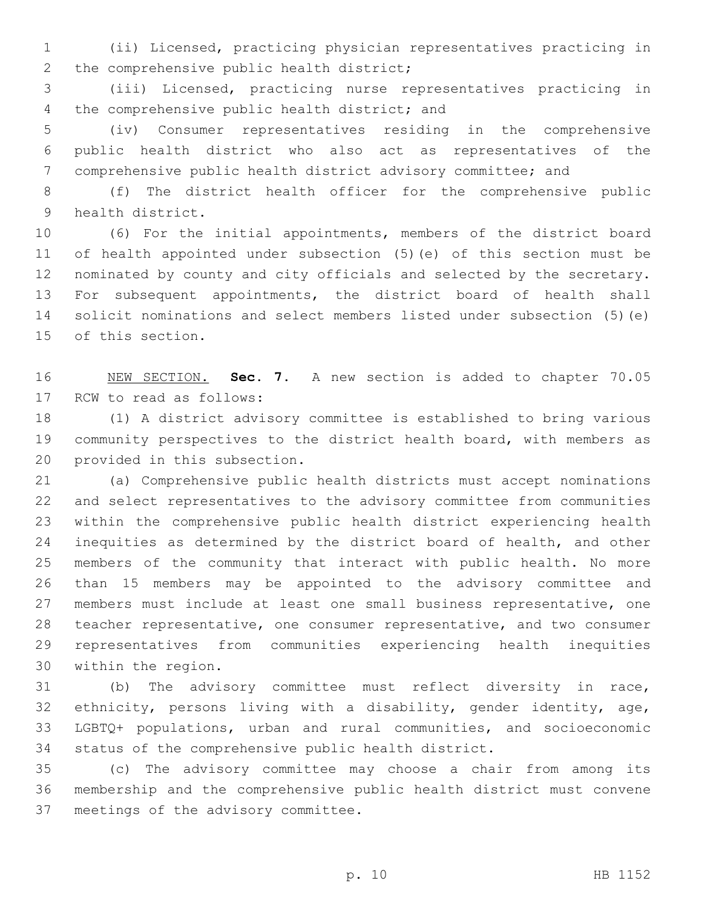(ii) Licensed, practicing physician representatives practicing in the comprehensive public health district;

(iii) Licensed, practicing nurse representatives practicing in the comprehensive public health district; and

(iv) Consumer representatives residing in the comprehensive public health district who also act as representatives of the comprehensive public health district advisory committee; and

(f) The district health officer for the comprehensive public health district.

(6) For the initial appointments, members of the district board of health appointed under subsection (5)(e) of this section must be nominated by county and city officials and selected by the secretary. For subsequent appointments, the district board of health shall solicit nominations and select members listed under subsection (5)(e) of this section.

NEW SECTION. **Sec. 7.** A new section is added to chapter 70.05 RCW to read as follows:

(1) A district advisory committee is established to bring various community perspectives to the district health board, with members as provided in this subsection.

(a) Comprehensive public health districts must accept nominations and select representatives to the advisory committee from communities within the comprehensive public health district experiencing health inequities as determined by the district board of health, and other members of the community that interact with public health. No more than 15 members may be appointed to the advisory committee and members must include at least one small business representative, one teacher representative, one consumer representative, and two consumer representatives from communities experiencing health inequities within the region.

(b) The advisory committee must reflect diversity in race, ethnicity, persons living with a disability, gender identity, age, LGBTQ+ populations, urban and rural communities, and socioeconomic status of the comprehensive public health district.

(c) The advisory committee may choose a chair from among its membership and the comprehensive public health district must convene meetings of the advisory committee.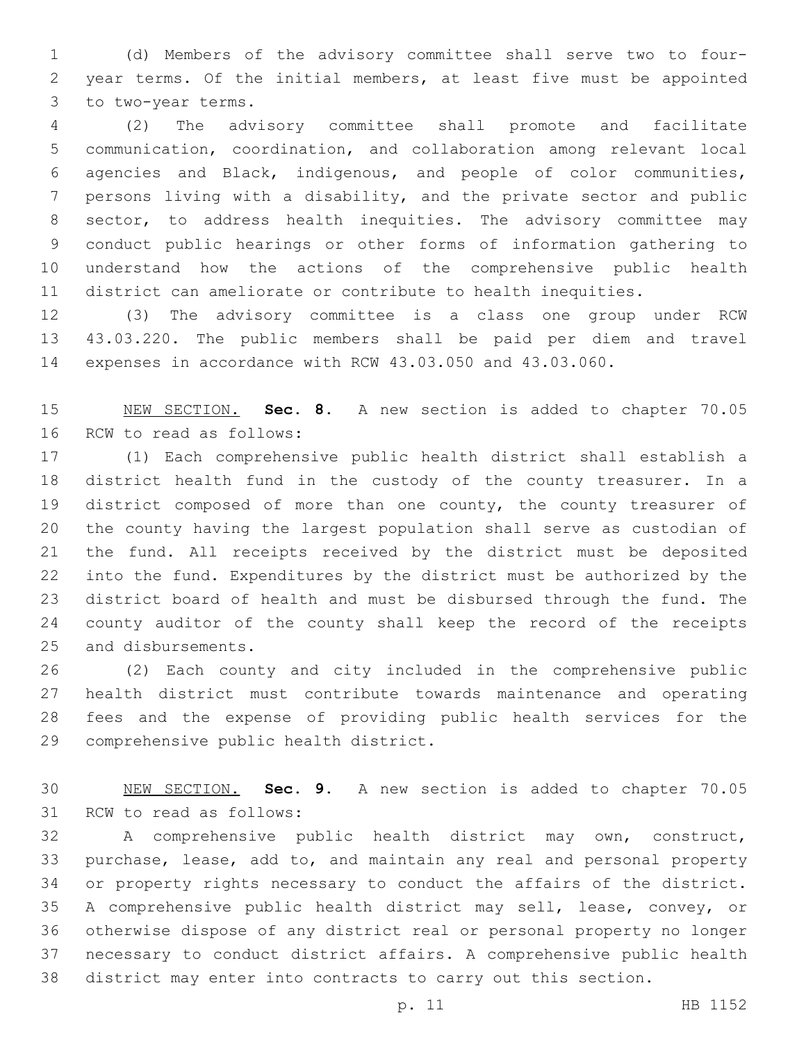(d) Members of the advisory committee shall serve two to four-year terms. Of the initial members, at least five must be appointed to two-year terms.

(2) The advisory committee shall promote and facilitate communication, coordination, and collaboration among relevant local agencies and Black, indigenous, and people of color communities, persons living with a disability, and the private sector and public sector, to address health inequities. The advisory committee may conduct public hearings or other forms of information gathering to understand how the actions of the comprehensive public health district can ameliorate or contribute to health inequities.

(3) The advisory committee is a class one group under RCW 43.03.220. The public members shall be paid per diem and travel expenses in accordance with RCW 43.03.050 and 43.03.060.

NEW SECTION. **Sec. 8.** A new section is added to chapter 70.05 RCW to read as follows:

(1) Each comprehensive public health district shall establish a district health fund in the custody of the county treasurer. In a district composed of more than one county, the county treasurer of the county having the largest population shall serve as custodian of the fund. All receipts received by the district must be deposited into the fund. Expenditures by the district must be authorized by the district board of health and must be disbursed through the fund. The county auditor of the county shall keep the record of the receipts and disbursements.

(2) Each county and city included in the comprehensive public health district must contribute towards maintenance and operating fees and the expense of providing public health services for the comprehensive public health district.

NEW SECTION. **Sec. 9.** A new section is added to chapter 70.05 RCW to read as follows:

A comprehensive public health district may own, construct, purchase, lease, add to, and maintain any real and personal property or property rights necessary to conduct the affairs of the district. A comprehensive public health district may sell, lease, convey, or otherwise dispose of any district real or personal property no longer necessary to conduct district affairs. A comprehensive public health district may enter into contracts to carry out this section.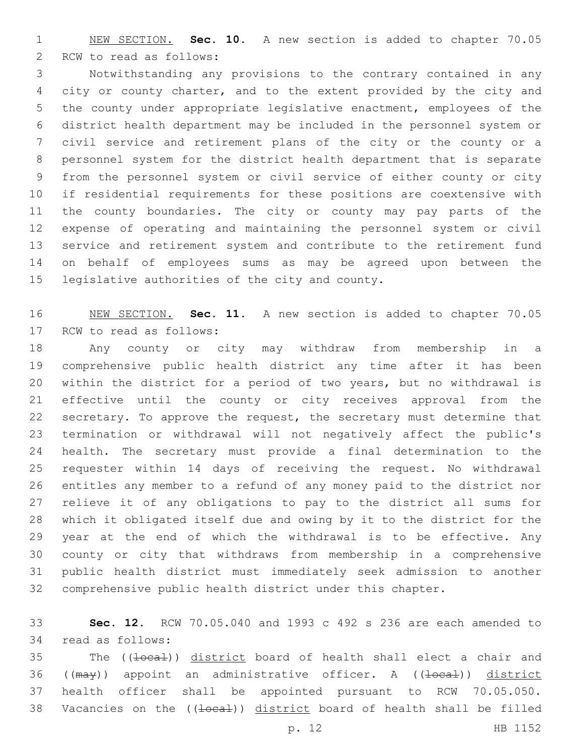NEW SECTION. **Sec. 10.** A new section is added to chapter 70.05 RCW to read as follows:

Notwithstanding any provisions to the contrary contained in any city or county charter, and to the extent provided by the city and the county under appropriate legislative enactment, employees of the district health department may be included in the personnel system or civil service and retirement plans of the city or the county or a personnel system for the district health department that is separate from the personnel system or civil service of either county or city if residential requirements for these positions are coextensive with the county boundaries. The city or county may pay parts of the expense of operating and maintaining the personnel system or civil service and retirement system and contribute to the retirement fund on behalf of employees sums as may be agreed upon between the legislative authorities of the city and county.

NEW SECTION. **Sec. 11.** A new section is added to chapter 70.05 RCW to read as follows:

Any county or city may withdraw from membership in a comprehensive public health district any time after it has been within the district for a period of two years, but no withdrawal is effective until the county or city receives approval from the secretary. To approve the request, the secretary must determine that termination or withdrawal will not negatively affect the public's health. The secretary must provide a final determination to the requester within 14 days of receiving the request. No withdrawal entitles any member to a refund of any money paid to the district nor relieve it of any obligations to pay to the district all sums for which it obligated itself due and owing by it to the district for the year at the end of which the withdrawal is to be effective. Any county or city that withdraws from membership in a comprehensive public health district must immediately seek admission to another comprehensive public health district under this chapter.

**Sec. 12.** RCW 70.05.040 and 1993 c 492 s 236 are each amended to read as follows:

The ((~~local~~)) district board of health shall elect a chair and ((~~may~~)) appoint an administrative officer. A ((~~local~~)) district health officer shall be appointed pursuant to RCW 70.05.050. Vacancies on the ((~~local~~)) district board of health shall be filled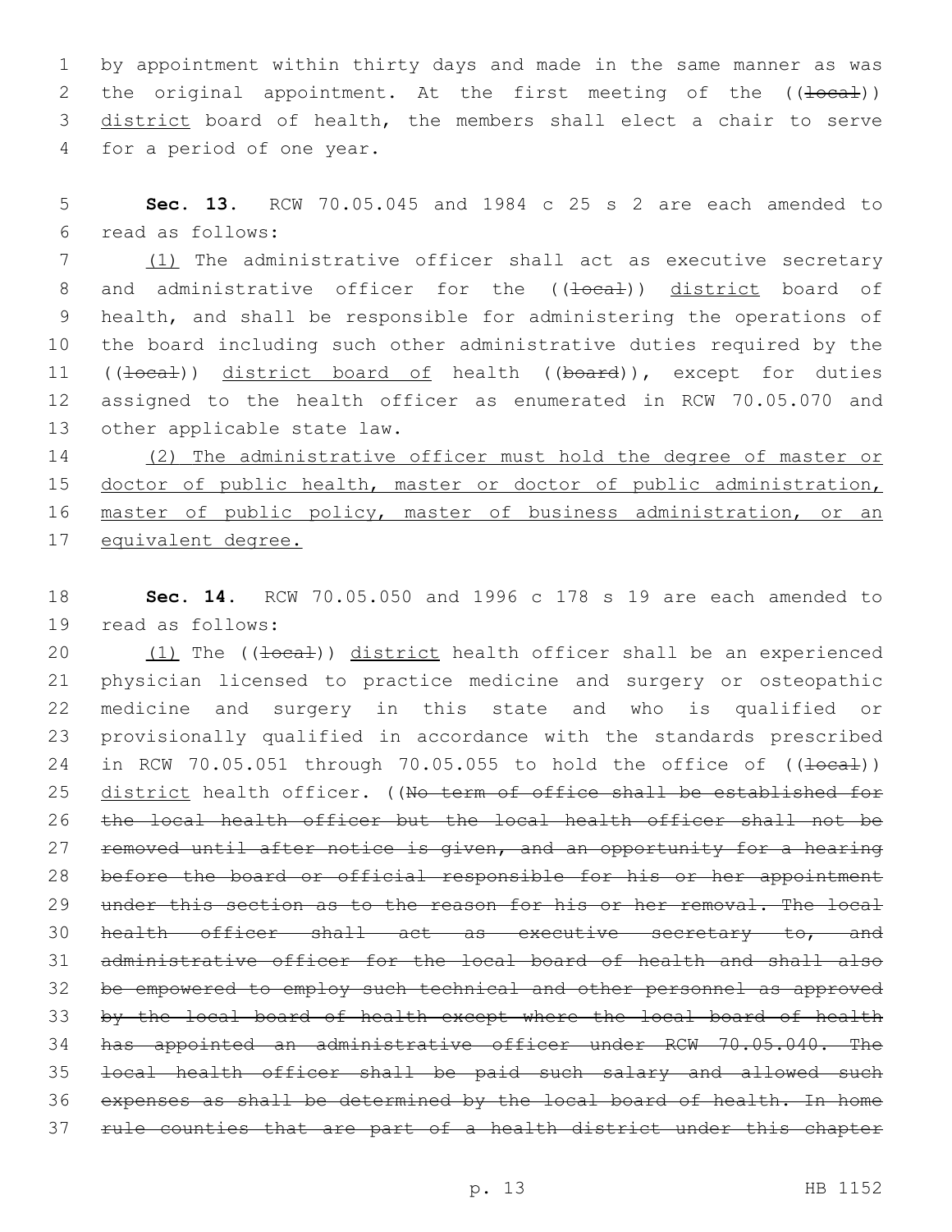by appointment within thirty days and made in the same manner as was the original appointment. At the first meeting of the ((~~local~~)) district board of health, the members shall elect a chair to serve for a period of one year.

**Sec. 13.** RCW 70.05.045 and 1984 c 25 s 2 are each amended to read as follows:

(1) The administrative officer shall act as executive secretary and administrative officer for the ((~~local~~)) district board of health, and shall be responsible for administering the operations of the board including such other administrative duties required by the ((~~local~~)) district board of health ((~~board~~)), except for duties assigned to the health officer as enumerated in RCW 70.05.070 and other applicable state law.

(2) The administrative officer must hold the degree of master or doctor of public health, master or doctor of public administration, master of public policy, master of business administration, or an equivalent degree.

**Sec. 14.** RCW 70.05.050 and 1996 c 178 s 19 are each amended to read as follows:

(1) The ((~~local~~)) district health officer shall be an experienced physician licensed to practice medicine and surgery or osteopathic medicine and surgery in this state and who is qualified or provisionally qualified in accordance with the standards prescribed in RCW 70.05.051 through 70.05.055 to hold the office of ((~~local~~)) district health officer. ((~~No term of office shall be established for the local health officer but the local health officer shall not be removed until after notice is given, and an opportunity for a hearing before the board or official responsible for his or her appointment under this section as to the reason for his or her removal. The local health officer shall act as executive secretary to, and administrative officer for the local board of health and shall also be empowered to employ such technical and other personnel as approved by the local board of health except where the local board of health has appointed an administrative officer under RCW 70.05.040. The local health officer shall be paid such salary and allowed such expenses as shall be determined by the local board of health. In home rule counties that are part of a health district under this chapter~~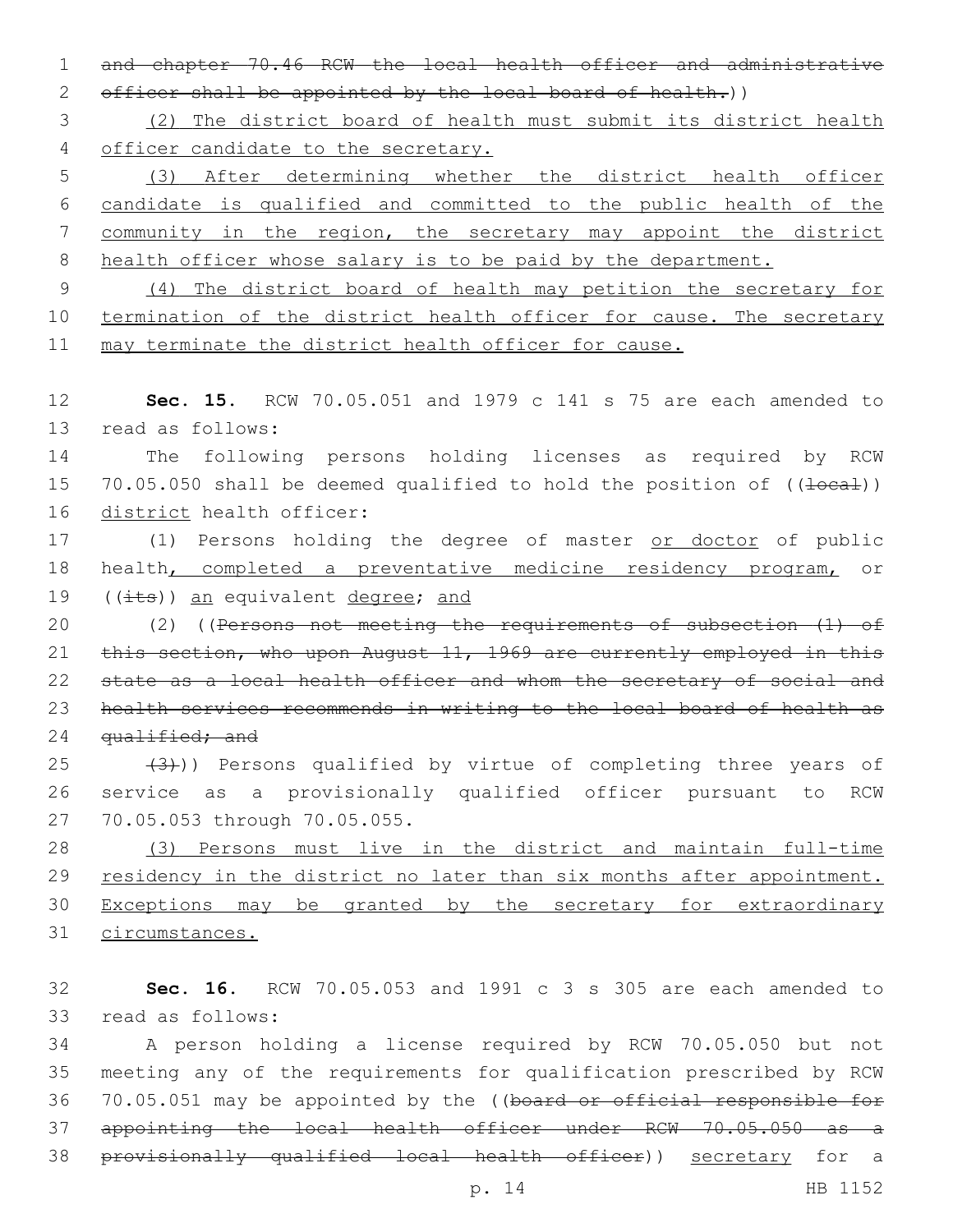and chapter 70.46 RCW the local health officer and administrative officer shall be appointed by the local board of health.))

(2) The district board of health must submit its district health officer candidate to the secretary.

(3) After determining whether the district health officer candidate is qualified and committed to the public health of the community in the region, the secretary may appoint the district health officer whose salary is to be paid by the department.

(4) The district board of health may petition the secretary for termination of the district health officer for cause. The secretary may terminate the district health officer for cause.

**Sec. 15.** RCW 70.05.051 and 1979 c 141 s 75 are each amended to read as follows:

The following persons holding licenses as required by RCW 70.05.050 shall be deemed qualified to hold the position of ((local)) district health officer:

(1) Persons holding the degree of master or doctor of public health, completed a preventative medicine residency program, or ((its)) an equivalent degree; and

(2) ((Persons not meeting the requirements of subsection (1) of this section, who upon August 11, 1969 are currently employed in this state as a local health officer and whom the secretary of social and health services recommends in writing to the local board of health as qualified; and

(3))) Persons qualified by virtue of completing three years of service as a provisionally qualified officer pursuant to RCW 70.05.053 through 70.05.055.

(3) Persons must live in the district and maintain full-time residency in the district no later than six months after appointment. Exceptions may be granted by the secretary for extraordinary circumstances.

**Sec. 16.** RCW 70.05.053 and 1991 c 3 s 305 are each amended to read as follows:

A person holding a license required by RCW 70.05.050 but not meeting any of the requirements for qualification prescribed by RCW 70.05.051 may be appointed by the ((board or official responsible for appointing the local health officer under RCW 70.05.050 as a provisionally qualified local health officer)) secretary for a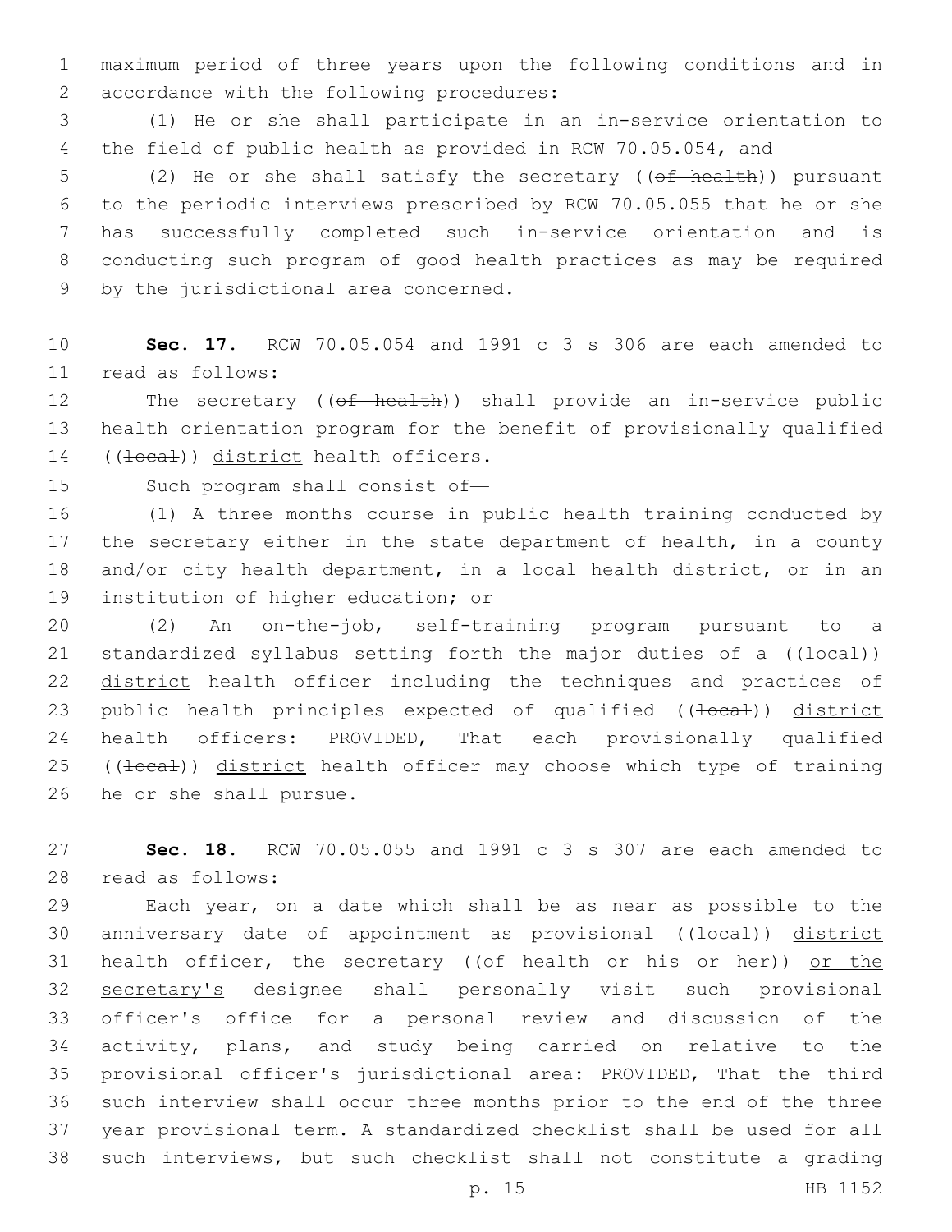maximum period of three years upon the following conditions and in accordance with the following procedures:

(1) He or she shall participate in an in-service orientation to the field of public health as provided in RCW 70.05.054, and

(2) He or she shall satisfy the secretary ((~~of health~~)) pursuant to the periodic interviews prescribed by RCW 70.05.055 that he or she has successfully completed such in-service orientation and is conducting such program of good health practices as may be required by the jurisdictional area concerned.

**Sec. 17.** RCW 70.05.054 and 1991 c 3 s 306 are each amended to read as follows:

The secretary ((~~of health~~)) shall provide an in-service public health orientation program for the benefit of provisionally qualified ((~~local~~)) district health officers.

Such program shall consist of—

(1) A three months course in public health training conducted by the secretary either in the state department of health, in a county and/or city health department, in a local health district, or in an institution of higher education; or

(2) An on-the-job, self-training program pursuant to a standardized syllabus setting forth the major duties of a ((~~local~~)) district health officer including the techniques and practices of public health principles expected of qualified ((~~local~~)) district health officers: PROVIDED, That each provisionally qualified ((~~local~~)) district health officer may choose which type of training he or she shall pursue.

**Sec. 18.** RCW 70.05.055 and 1991 c 3 s 307 are each amended to read as follows:

Each year, on a date which shall be as near as possible to the anniversary date of appointment as provisional ((~~local~~)) district health officer, the secretary ((~~of health or his or her~~)) or the secretary's designee shall personally visit such provisional officer's office for a personal review and discussion of the activity, plans, and study being carried on relative to the provisional officer's jurisdictional area: PROVIDED, That the third such interview shall occur three months prior to the end of the three year provisional term. A standardized checklist shall be used for all such interviews, but such checklist shall not constitute a grading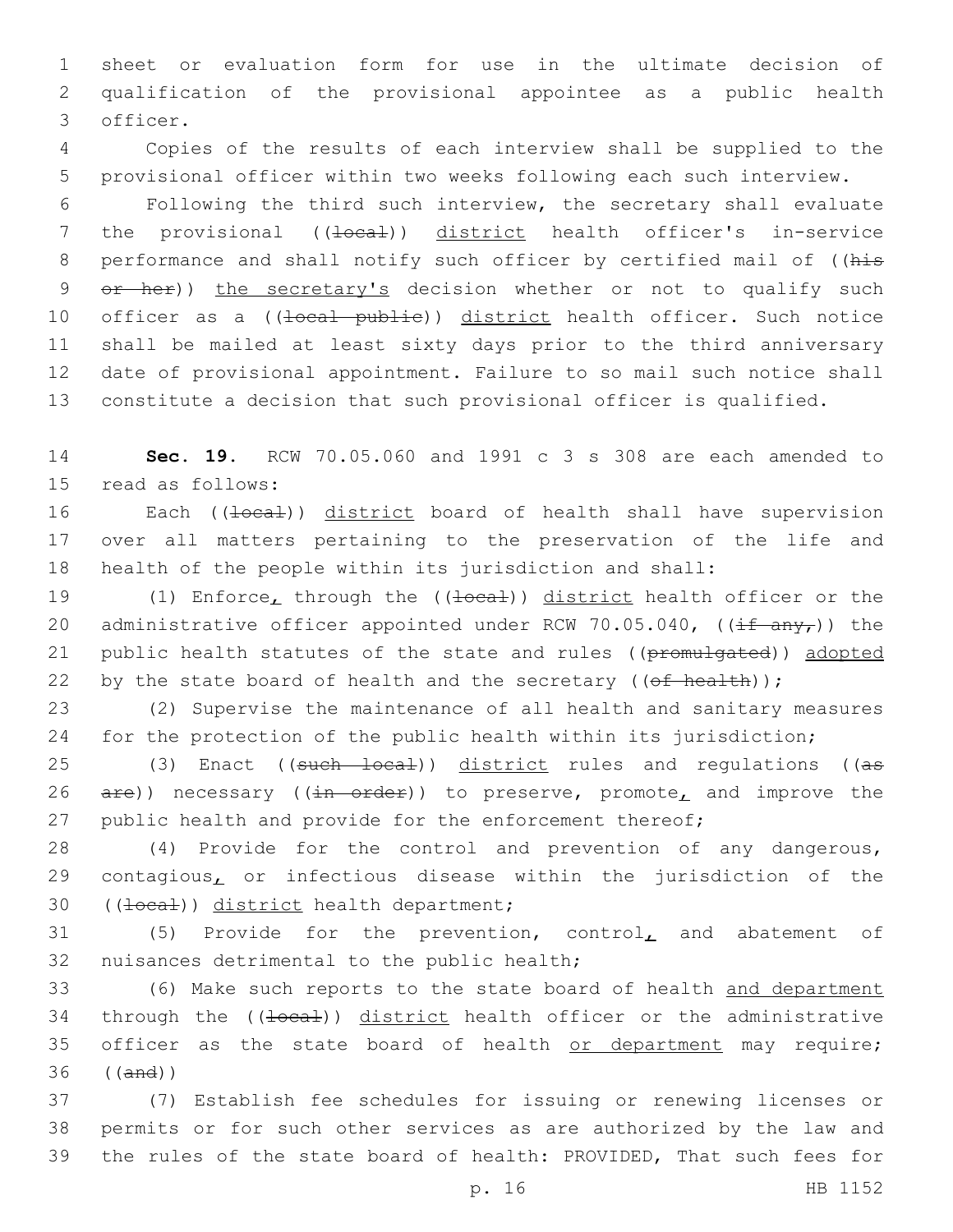sheet or evaluation form for use in the ultimate decision of qualification of the provisional appointee as a public health officer.

Copies of the results of each interview shall be supplied to the provisional officer within two weeks following each such interview.

Following the third such interview, the secretary shall evaluate the provisional ((~~local~~)) district health officer's in-service performance and shall notify such officer by certified mail of ((~~his or her~~)) the secretary's decision whether or not to qualify such officer as a ((~~local public~~)) district health officer. Such notice shall be mailed at least sixty days prior to the third anniversary date of provisional appointment. Failure to so mail such notice shall constitute a decision that such provisional officer is qualified.

**Sec. 19.** RCW 70.05.060 and 1991 c 3 s 308 are each amended to read as follows:

Each ((~~local~~)) district board of health shall have supervision over all matters pertaining to the preservation of the life and health of the people within its jurisdiction and shall:

(1) Enforce, through the ((~~local~~)) district health officer or the administrative officer appointed under RCW 70.05.040, ((~~if any,~~)) the public health statutes of the state and rules ((~~promulgated~~)) adopted by the state board of health and the secretary ((~~of health~~));

(2) Supervise the maintenance of all health and sanitary measures for the protection of the public health within its jurisdiction;

(3) Enact ((~~such local~~)) district rules and regulations ((~~as are~~)) necessary ((~~in order~~)) to preserve, promote, and improve the public health and provide for the enforcement thereof;

(4) Provide for the control and prevention of any dangerous, contagious, or infectious disease within the jurisdiction of the ((~~local~~)) district health department;

(5) Provide for the prevention, control, and abatement of nuisances detrimental to the public health;

(6) Make such reports to the state board of health and department through the ((~~local~~)) district health officer or the administrative officer as the state board of health or department may require; ((~~and~~))

(7) Establish fee schedules for issuing or renewing licenses or permits or for such other services as are authorized by the law and the rules of the state board of health: PROVIDED, That such fees for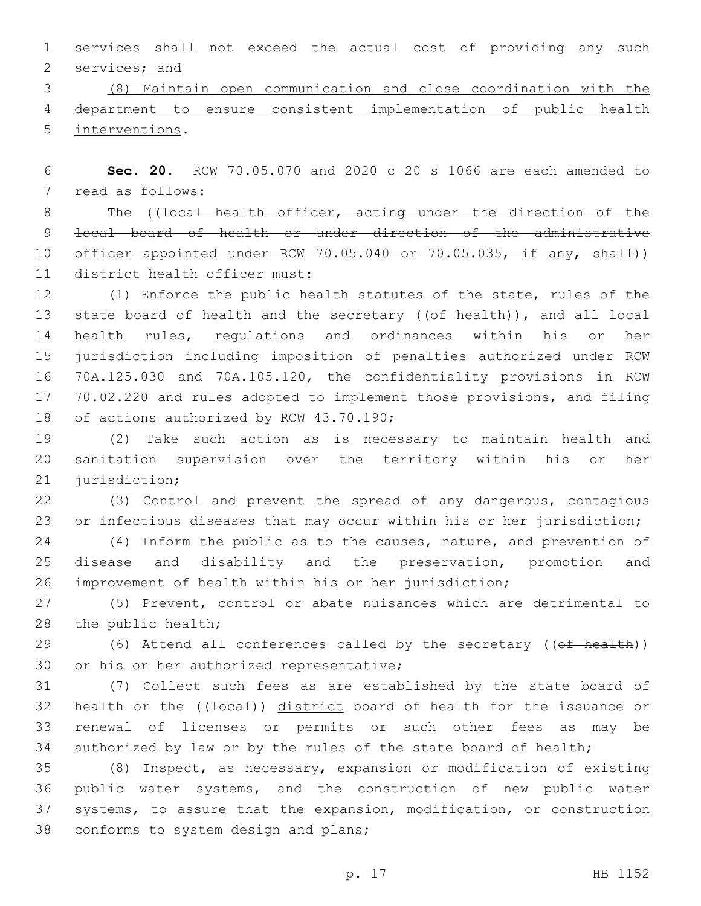services shall not exceed the actual cost of providing any such services; and

(8) Maintain open communication and close coordination with the department to ensure consistent implementation of public health interventions.

**Sec. 20.** RCW 70.05.070 and 2020 c 20 s 1066 are each amended to read as follows:

The ((~~local health officer, acting under the direction of the local board of health or under direction of the administrative officer appointed under RCW 70.05.040 or 70.05.035, if any, shall~~)) district health officer must:

(1) Enforce the public health statutes of the state, rules of the state board of health and the secretary ((~~of health~~)), and all local health rules, regulations and ordinances within his or her jurisdiction including imposition of penalties authorized under RCW 70A.125.030 and 70A.105.120, the confidentiality provisions in RCW 70.02.220 and rules adopted to implement those provisions, and filing of actions authorized by RCW 43.70.190;

(2) Take such action as is necessary to maintain health and sanitation supervision over the territory within his or her jurisdiction;

(3) Control and prevent the spread of any dangerous, contagious or infectious diseases that may occur within his or her jurisdiction;

(4) Inform the public as to the causes, nature, and prevention of disease and disability and the preservation, promotion and improvement of health within his or her jurisdiction;

(5) Prevent, control or abate nuisances which are detrimental to the public health;

(6) Attend all conferences called by the secretary ((~~of health~~)) or his or her authorized representative;

(7) Collect such fees as are established by the state board of health or the ((~~local~~)) district board of health for the issuance or renewal of licenses or permits or such other fees as may be authorized by law or by the rules of the state board of health;

(8) Inspect, as necessary, expansion or modification of existing public water systems, and the construction of new public water systems, to assure that the expansion, modification, or construction conforms to system design and plans;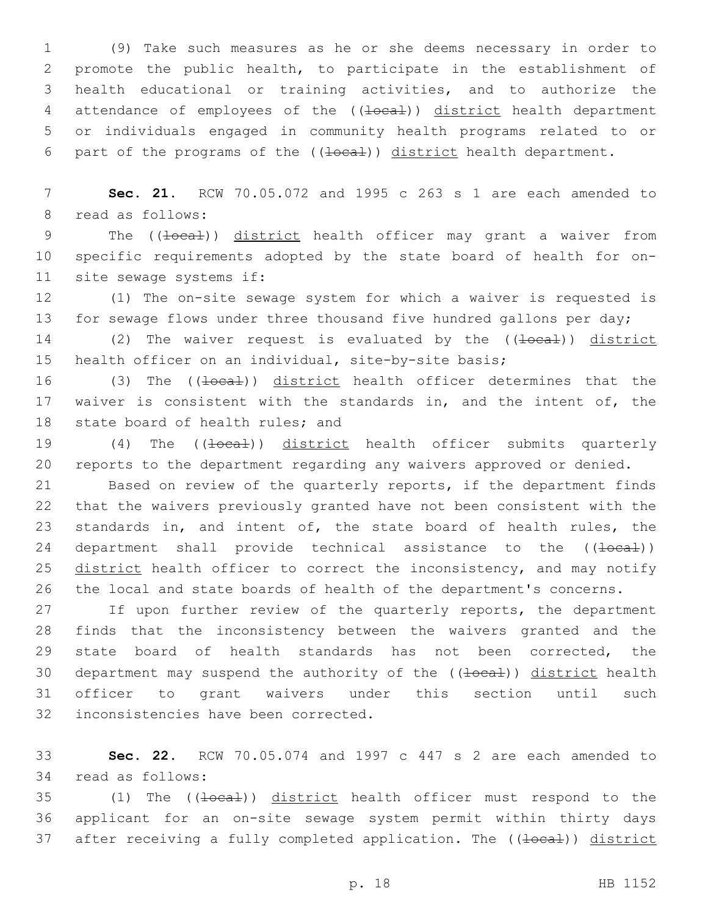(9) Take such measures as he or she deems necessary in order to promote the public health, to participate in the establishment of health educational or training activities, and to authorize the attendance of employees of the ((~~local~~)) district health department or individuals engaged in community health programs related to or part of the programs of the ((~~local~~)) district health department.

**Sec. 21.** RCW 70.05.072 and 1995 c 263 s 1 are each amended to read as follows:

The ((~~local~~)) district health officer may grant a waiver from specific requirements adopted by the state board of health for on-site sewage systems if:

(1) The on-site sewage system for which a waiver is requested is for sewage flows under three thousand five hundred gallons per day;

(2) The waiver request is evaluated by the ((~~local~~)) district health officer on an individual, site-by-site basis;

(3) The ((~~local~~)) district health officer determines that the waiver is consistent with the standards in, and the intent of, the state board of health rules; and

(4) The ((~~local~~)) district health officer submits quarterly reports to the department regarding any waivers approved or denied.

Based on review of the quarterly reports, if the department finds that the waivers previously granted have not been consistent with the standards in, and intent of, the state board of health rules, the department shall provide technical assistance to the ((~~local~~)) district health officer to correct the inconsistency, and may notify the local and state boards of health of the department's concerns.

If upon further review of the quarterly reports, the department finds that the inconsistency between the waivers granted and the state board of health standards has not been corrected, the department may suspend the authority of the ((~~local~~)) district health officer to grant waivers under this section until such inconsistencies have been corrected.

**Sec. 22.** RCW 70.05.074 and 1997 c 447 s 2 are each amended to read as follows:

(1) The ((~~local~~)) district health officer must respond to the applicant for an on-site sewage system permit within thirty days after receiving a fully completed application. The ((~~local~~)) district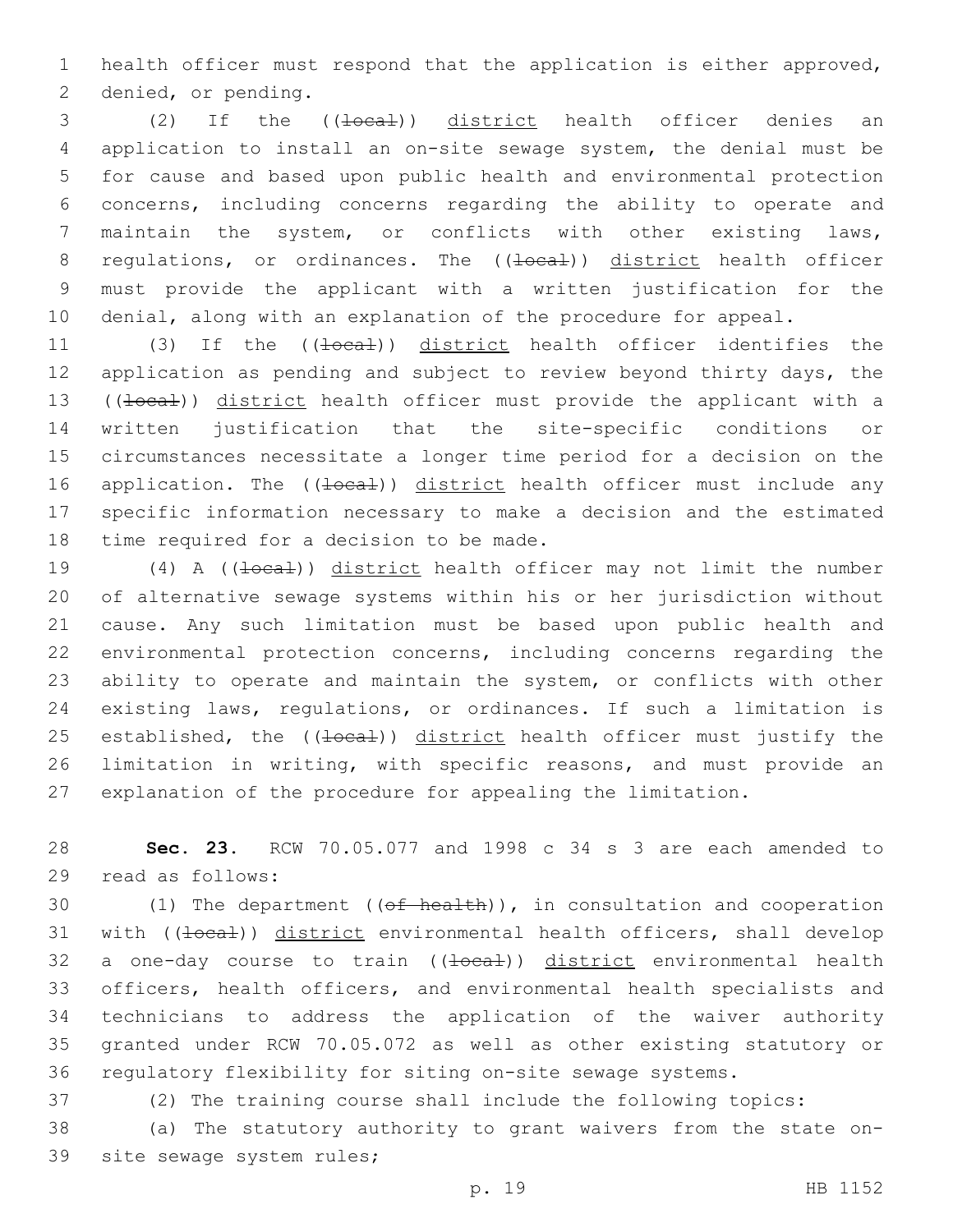health officer must respond that the application is either approved, denied, or pending.

(2) If the ((~~local~~)) district health officer denies an application to install an on-site sewage system, the denial must be for cause and based upon public health and environmental protection concerns, including concerns regarding the ability to operate and maintain the system, or conflicts with other existing laws, regulations, or ordinances. The ((~~local~~)) district health officer must provide the applicant with a written justification for the denial, along with an explanation of the procedure for appeal.

(3) If the ((~~local~~)) district health officer identifies the application as pending and subject to review beyond thirty days, the ((~~local~~)) district health officer must provide the applicant with a written justification that the site-specific conditions or circumstances necessitate a longer time period for a decision on the application. The ((~~local~~)) district health officer must include any specific information necessary to make a decision and the estimated time required for a decision to be made.

(4) A ((~~local~~)) district health officer may not limit the number of alternative sewage systems within his or her jurisdiction without cause. Any such limitation must be based upon public health and environmental protection concerns, including concerns regarding the ability to operate and maintain the system, or conflicts with other existing laws, regulations, or ordinances. If such a limitation is established, the ((~~local~~)) district health officer must justify the limitation in writing, with specific reasons, and must provide an explanation of the procedure for appealing the limitation.

**Sec. 23.** RCW 70.05.077 and 1998 c 34 s 3 are each amended to read as follows:

(1) The department ((~~of health~~)), in consultation and cooperation with ((~~local~~)) district environmental health officers, shall develop a one-day course to train ((~~local~~)) district environmental health officers, health officers, and environmental health specialists and technicians to address the application of the waiver authority granted under RCW 70.05.072 as well as other existing statutory or regulatory flexibility for siting on-site sewage systems.

(2) The training course shall include the following topics:

(a) The statutory authority to grant waivers from the state on-site sewage system rules;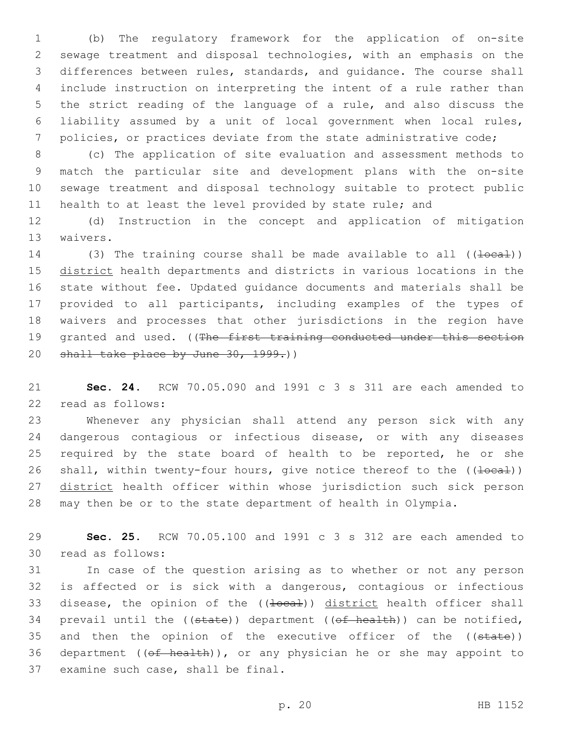(b) The regulatory framework for the application of on-site sewage treatment and disposal technologies, with an emphasis on the differences between rules, standards, and guidance. The course shall include instruction on interpreting the intent of a rule rather than the strict reading of the language of a rule, and also discuss the liability assumed by a unit of local government when local rules, policies, or practices deviate from the state administrative code;

(c) The application of site evaluation and assessment methods to match the particular site and development plans with the on-site sewage treatment and disposal technology suitable to protect public health to at least the level provided by state rule; and

(d) Instruction in the concept and application of mitigation waivers.

(3) The training course shall be made available to all ((~~local~~)) district health departments and districts in various locations in the state without fee. Updated guidance documents and materials shall be provided to all participants, including examples of the types of waivers and processes that other jurisdictions in the region have granted and used. ((~~The first training conducted under this section shall take place by June 30, 1999.~~))

**Sec. 24.** RCW 70.05.090 and 1991 c 3 s 311 are each amended to read as follows:

Whenever any physician shall attend any person sick with any dangerous contagious or infectious disease, or with any diseases required by the state board of health to be reported, he or she shall, within twenty-four hours, give notice thereof to the ((~~local~~)) district health officer within whose jurisdiction such sick person may then be or to the state department of health in Olympia.

**Sec. 25.** RCW 70.05.100 and 1991 c 3 s 312 are each amended to read as follows:

In case of the question arising as to whether or not any person is affected or is sick with a dangerous, contagious or infectious disease, the opinion of the ((~~local~~)) district health officer shall prevail until the ((~~state~~)) department ((~~of health~~)) can be notified, and then the opinion of the executive officer of the ((~~state~~)) department ((~~of health~~)), or any physician he or she may appoint to examine such case, shall be final.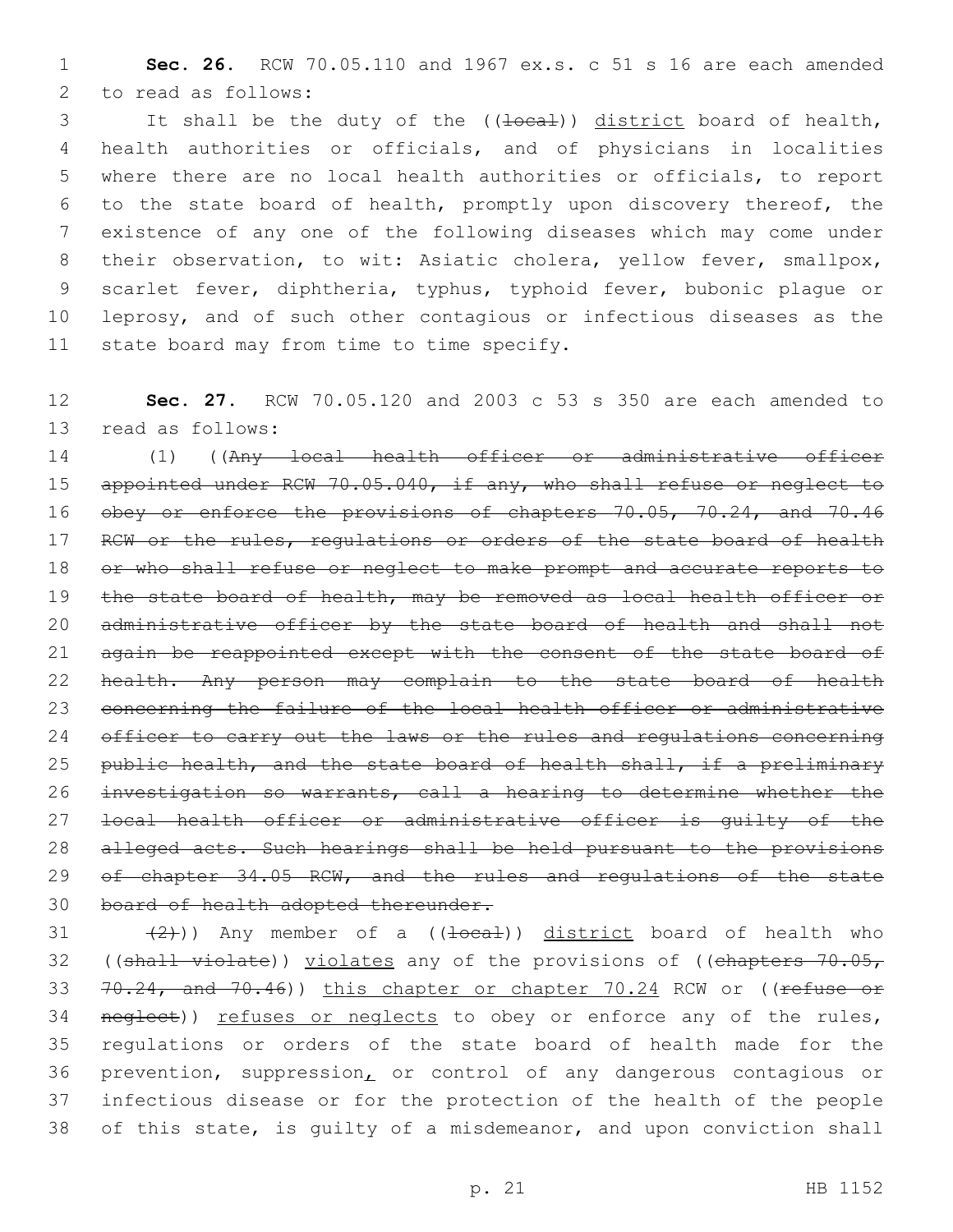**Sec. 26.** RCW 70.05.110 and 1967 ex.s. c 51 s 16 are each amended to read as follows:

It shall be the duty of the ((~~local~~)) district board of health, health authorities or officials, and of physicians in localities where there are no local health authorities or officials, to report to the state board of health, promptly upon discovery thereof, the existence of any one of the following diseases which may come under their observation, to wit: Asiatic cholera, yellow fever, smallpox, scarlet fever, diphtheria, typhus, typhoid fever, bubonic plague or leprosy, and of such other contagious or infectious diseases as the state board may from time to time specify.

**Sec. 27.** RCW 70.05.120 and 2003 c 53 s 350 are each amended to read as follows:

(1) ((~~Any local health officer or administrative officer appointed under RCW 70.05.040, if any, who shall refuse or neglect to obey or enforce the provisions of chapters 70.05, 70.24, and 70.46 RCW or the rules, regulations or orders of the state board of health or who shall refuse or neglect to make prompt and accurate reports to the state board of health, may be removed as local health officer or administrative officer by the state board of health and shall not again be reappointed except with the consent of the state board of health. Any person may complain to the state board of health concerning the failure of the local health officer or administrative officer to carry out the laws or the rules and regulations concerning public health, and the state board of health shall, if a preliminary investigation so warrants, call a hearing to determine whether the local health officer or administrative officer is guilty of the alleged acts. Such hearings shall be held pursuant to the provisions of chapter 34.05 RCW, and the rules and regulations of the state board of health adopted thereunder.~~

~~(2)~~)) Any member of a ((~~local~~)) district board of health who ((~~shall violate~~)) violates any of the provisions of ((~~chapters 70.05, 70.24, and 70.46~~)) this chapter or chapter 70.24 RCW or ((~~refuse or neglect~~)) refuses or neglects to obey or enforce any of the rules, regulations or orders of the state board of health made for the prevention, suppression, or control of any dangerous contagious or infectious disease or for the protection of the health of the people of this state, is guilty of a misdemeanor, and upon conviction shall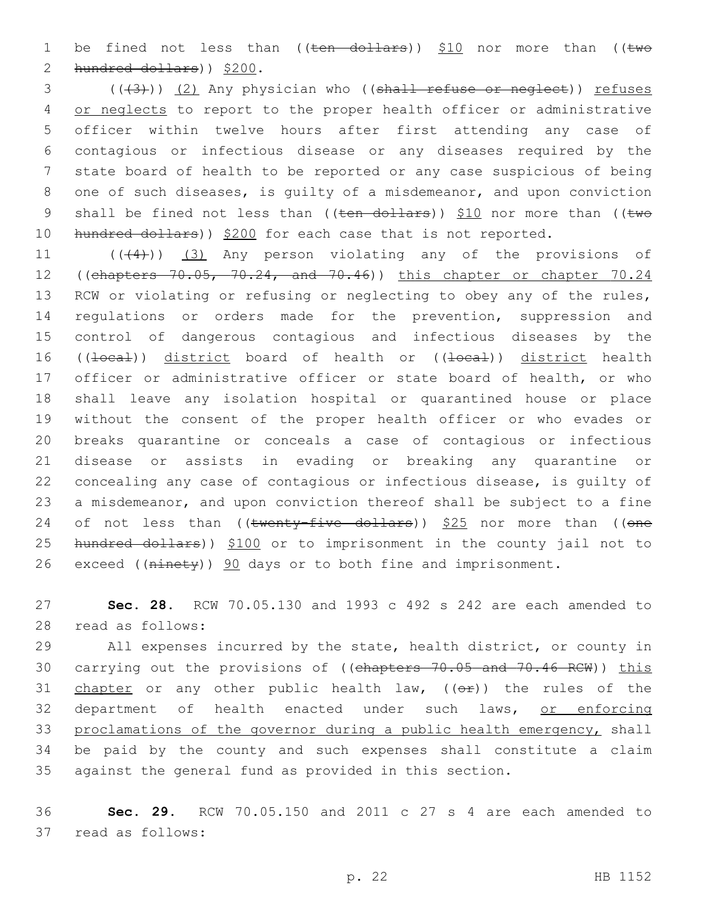be fined not less than ((~~ten dollars~~)) <u>$10</u> nor more than ((~~two hundred dollars~~)) <u>$200</u>.

((~~(3)~~)) <u>(2)</u> Any physician who ((~~shall refuse or neglect~~)) <u>refuses or neglects</u> to report to the proper health officer or administrative officer within twelve hours after first attending any case of contagious or infectious disease or any diseases required by the state board of health to be reported or any case suspicious of being one of such diseases, is guilty of a misdemeanor, and upon conviction shall be fined not less than ((~~ten dollars~~)) <u>$10</u> nor more than ((~~two hundred dollars~~)) <u>$200</u> for each case that is not reported.

((~~(4)~~)) <u>(3)</u> Any person violating any of the provisions of ((~~chapters 70.05, 70.24, and 70.46~~)) <u>this chapter or chapter 70.24</u> RCW or violating or refusing or neglecting to obey any of the rules, regulations or orders made for the prevention, suppression and control of dangerous contagious and infectious diseases by the ((~~local~~)) <u>district</u> board of health or ((~~local~~)) <u>district</u> health officer or administrative officer or state board of health, or who shall leave any isolation hospital or quarantined house or place without the consent of the proper health officer or who evades or breaks quarantine or conceals a case of contagious or infectious disease or assists in evading or breaking any quarantine or concealing any case of contagious or infectious disease, is guilty of a misdemeanor, and upon conviction thereof shall be subject to a fine of not less than ((~~twenty-five dollars~~)) <u>$25</u> nor more than ((~~one hundred dollars~~)) <u>$100</u> or to imprisonment in the county jail not to exceed ((~~ninety~~)) <u>90</u> days or to both fine and imprisonment.

**Sec. 28.** RCW 70.05.130 and 1993 c 492 s 242 are each amended to read as follows:

All expenses incurred by the state, health district, or county in carrying out the provisions of ((~~chapters 70.05 and 70.46 RCW~~)) <u>this chapter</u> or any other public health law, ((~~or~~)) the rules of the department of health enacted under such laws, <u>or enforcing proclamations of the governor during a public health emergency,</u> shall be paid by the county and such expenses shall constitute a claim against the general fund as provided in this section.

**Sec. 29.** RCW 70.05.150 and 2011 c 27 s 4 are each amended to read as follows: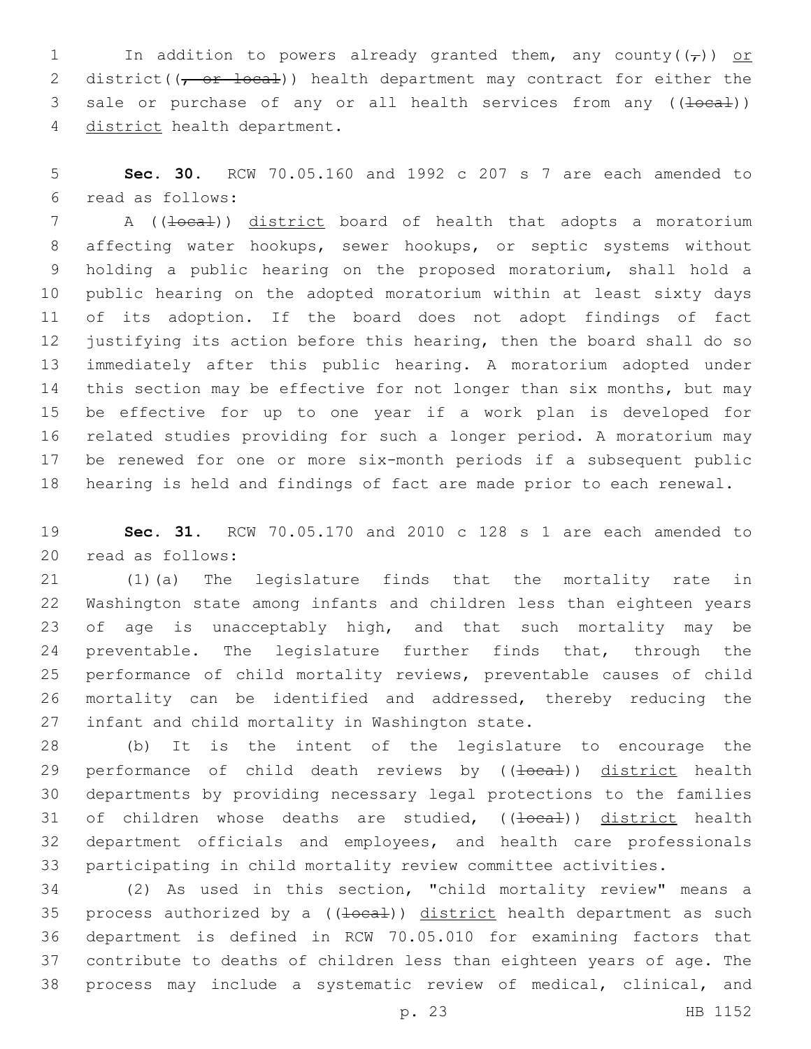In addition to powers already granted them, any county((,)) or district((, or local)) health department may contract for either the sale or purchase of any or all health services from any ((local)) district health department.

**Sec. 30.** RCW 70.05.160 and 1992 c 207 s 7 are each amended to read as follows:

A ((local)) district board of health that adopts a moratorium affecting water hookups, sewer hookups, or septic systems without holding a public hearing on the proposed moratorium, shall hold a public hearing on the adopted moratorium within at least sixty days of its adoption. If the board does not adopt findings of fact justifying its action before this hearing, then the board shall do so immediately after this public hearing. A moratorium adopted under this section may be effective for not longer than six months, but may be effective for up to one year if a work plan is developed for related studies providing for such a longer period. A moratorium may be renewed for one or more six-month periods if a subsequent public hearing is held and findings of fact are made prior to each renewal.

**Sec. 31.** RCW 70.05.170 and 2010 c 128 s 1 are each amended to read as follows:

(1)(a) The legislature finds that the mortality rate in Washington state among infants and children less than eighteen years of age is unacceptably high, and that such mortality may be preventable. The legislature further finds that, through the performance of child mortality reviews, preventable causes of child mortality can be identified and addressed, thereby reducing the infant and child mortality in Washington state.

(b) It is the intent of the legislature to encourage the performance of child death reviews by ((local)) district health departments by providing necessary legal protections to the families of children whose deaths are studied, ((local)) district health department officials and employees, and health care professionals participating in child mortality review committee activities.

(2) As used in this section, "child mortality review" means a process authorized by a ((local)) district health department as such department is defined in RCW 70.05.010 for examining factors that contribute to deaths of children less than eighteen years of age. The process may include a systematic review of medical, clinical, and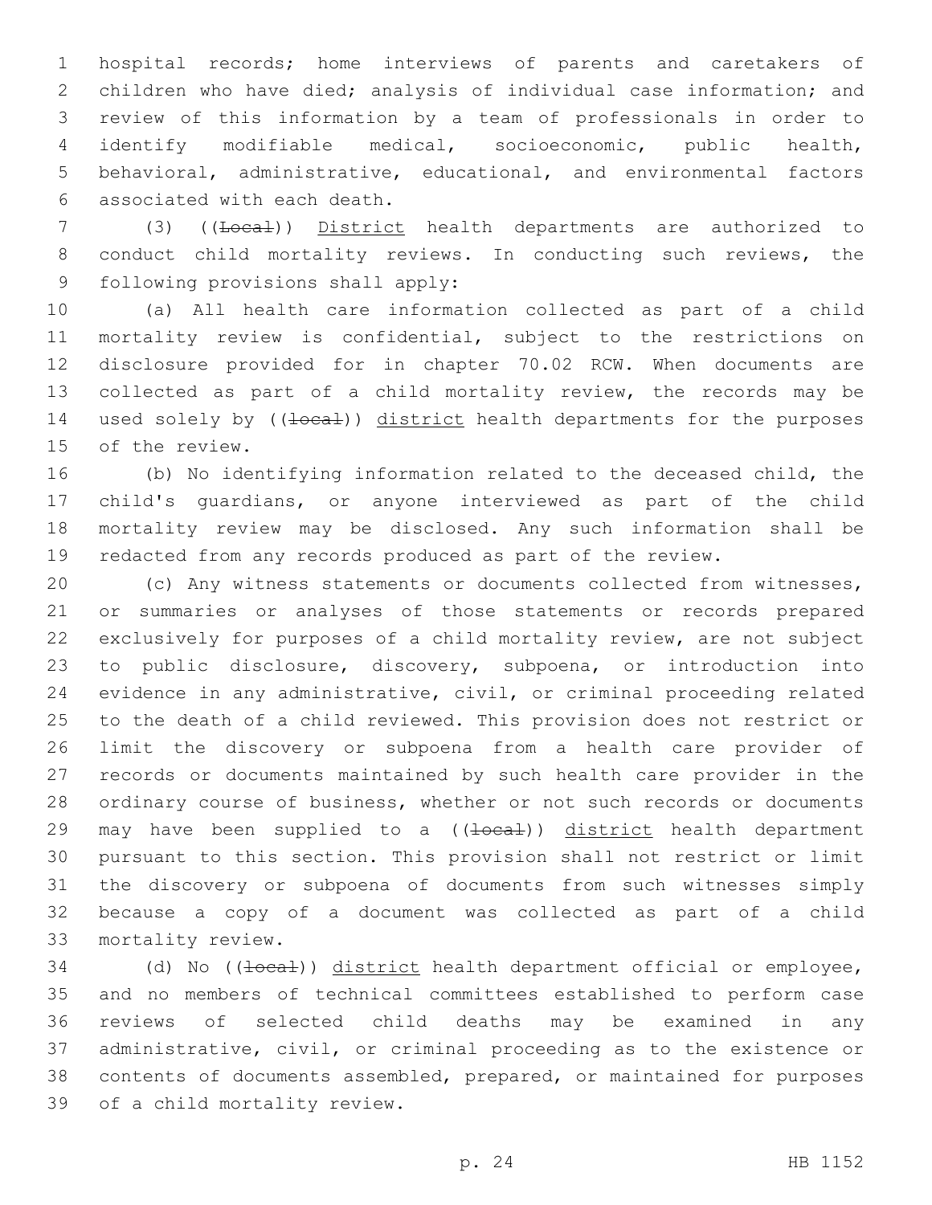hospital records; home interviews of parents and caretakers of children who have died; analysis of individual case information; and review of this information by a team of professionals in order to identify modifiable medical, socioeconomic, public health, behavioral, administrative, educational, and environmental factors associated with each death.

(3) ((~~Local~~)) <u>District</u> health departments are authorized to conduct child mortality reviews. In conducting such reviews, the following provisions shall apply:

(a) All health care information collected as part of a child mortality review is confidential, subject to the restrictions on disclosure provided for in chapter 70.02 RCW. When documents are collected as part of a child mortality review, the records may be used solely by ((~~local~~)) <u>district</u> health departments for the purposes of the review.

(b) No identifying information related to the deceased child, the child's guardians, or anyone interviewed as part of the child mortality review may be disclosed. Any such information shall be redacted from any records produced as part of the review.

(c) Any witness statements or documents collected from witnesses, or summaries or analyses of those statements or records prepared exclusively for purposes of a child mortality review, are not subject to public disclosure, discovery, subpoena, or introduction into evidence in any administrative, civil, or criminal proceeding related to the death of a child reviewed. This provision does not restrict or limit the discovery or subpoena from a health care provider of records or documents maintained by such health care provider in the ordinary course of business, whether or not such records or documents may have been supplied to a ((~~local~~)) <u>district</u> health department pursuant to this section. This provision shall not restrict or limit the discovery or subpoena of documents from such witnesses simply because a copy of a document was collected as part of a child mortality review.

(d) No ((~~local~~)) <u>district</u> health department official or employee, and no members of technical committees established to perform case reviews of selected child deaths may be examined in any administrative, civil, or criminal proceeding as to the existence or contents of documents assembled, prepared, or maintained for purposes of a child mortality review.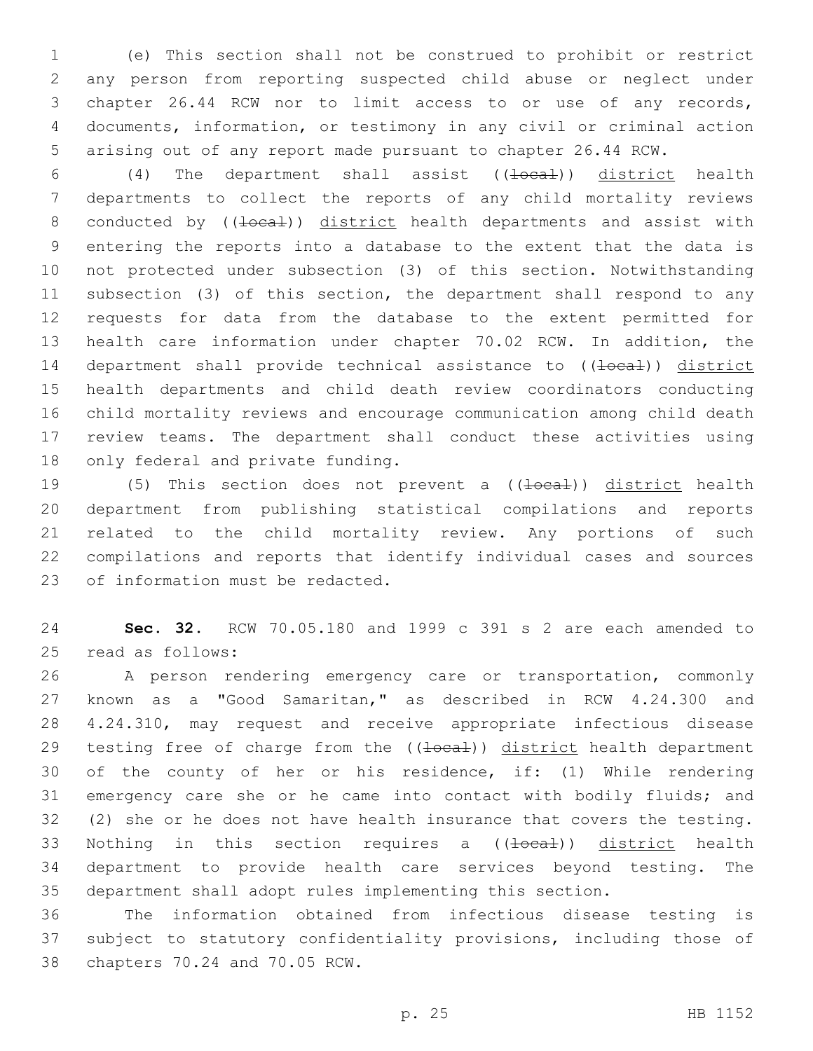(e) This section shall not be construed to prohibit or restrict any person from reporting suspected child abuse or neglect under chapter 26.44 RCW nor to limit access to or use of any records, documents, information, or testimony in any civil or criminal action arising out of any report made pursuant to chapter 26.44 RCW.

(4) The department shall assist ((~~local~~)) district health departments to collect the reports of any child mortality reviews conducted by ((~~local~~)) district health departments and assist with entering the reports into a database to the extent that the data is not protected under subsection (3) of this section. Notwithstanding subsection (3) of this section, the department shall respond to any requests for data from the database to the extent permitted for health care information under chapter 70.02 RCW. In addition, the department shall provide technical assistance to ((~~local~~)) district health departments and child death review coordinators conducting child mortality reviews and encourage communication among child death review teams. The department shall conduct these activities using only federal and private funding.

(5) This section does not prevent a ((~~local~~)) district health department from publishing statistical compilations and reports related to the child mortality review. Any portions of such compilations and reports that identify individual cases and sources of information must be redacted.

**Sec. 32.** RCW 70.05.180 and 1999 c 391 s 2 are each amended to read as follows:

A person rendering emergency care or transportation, commonly known as a "Good Samaritan," as described in RCW 4.24.300 and 4.24.310, may request and receive appropriate infectious disease testing free of charge from the ((~~local~~)) district health department of the county of her or his residence, if: (1) While rendering emergency care she or he came into contact with bodily fluids; and (2) she or he does not have health insurance that covers the testing. Nothing in this section requires a ((~~local~~)) district health department to provide health care services beyond testing. The department shall adopt rules implementing this section.

The information obtained from infectious disease testing is subject to statutory confidentiality provisions, including those of chapters 70.24 and 70.05 RCW.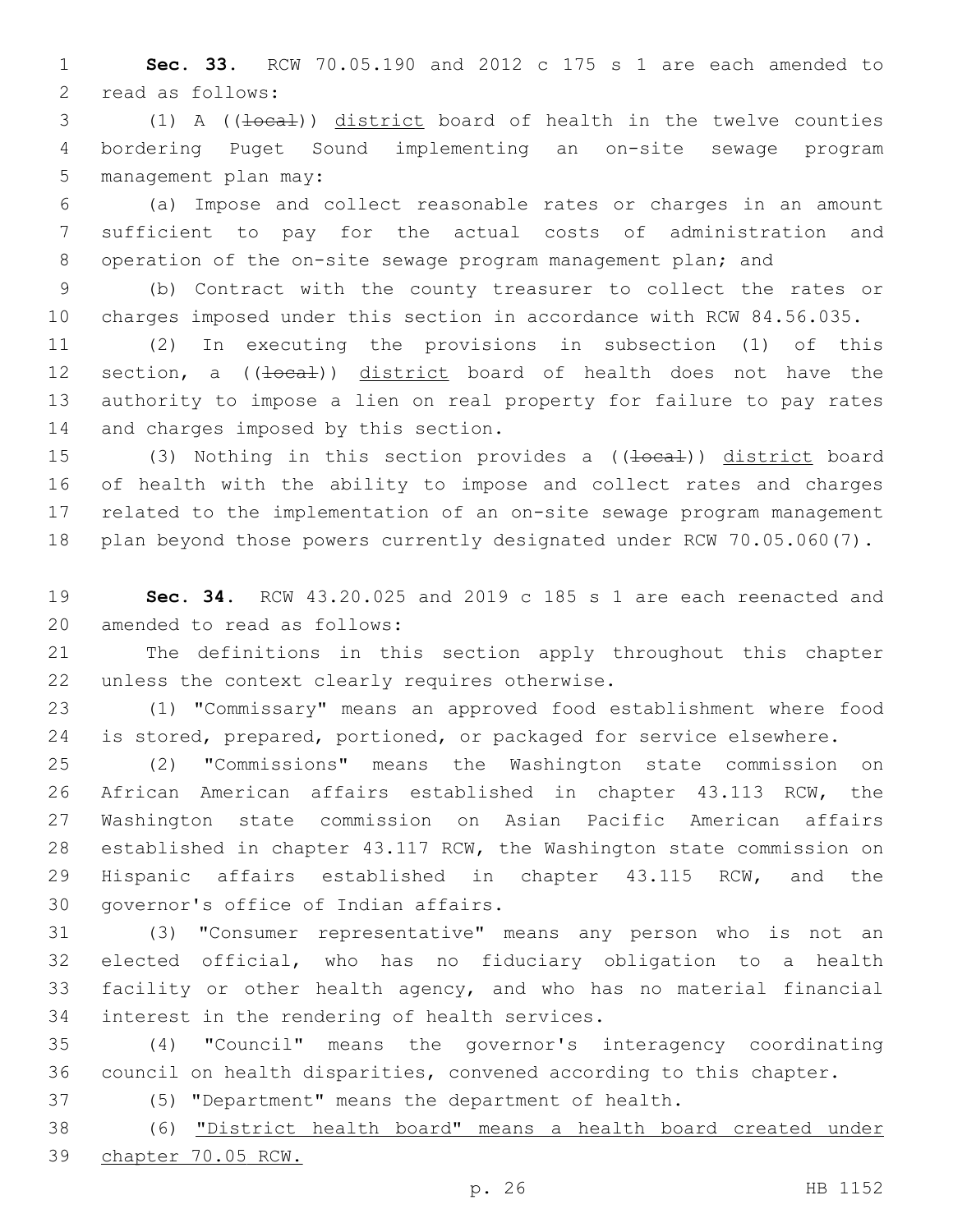**Sec. 33.** RCW 70.05.190 and 2012 c 175 s 1 are each amended to read as follows:

(1) A ((~~local~~)) district board of health in the twelve counties bordering Puget Sound implementing an on-site sewage program management plan may:

(a) Impose and collect reasonable rates or charges in an amount sufficient to pay for the actual costs of administration and operation of the on-site sewage program management plan; and

(b) Contract with the county treasurer to collect the rates or charges imposed under this section in accordance with RCW 84.56.035.

(2) In executing the provisions in subsection (1) of this section, a ((~~local~~)) district board of health does not have the authority to impose a lien on real property for failure to pay rates and charges imposed by this section.

(3) Nothing in this section provides a ((~~local~~)) district board of health with the ability to impose and collect rates and charges related to the implementation of an on-site sewage program management plan beyond those powers currently designated under RCW 70.05.060(7).

**Sec. 34.** RCW 43.20.025 and 2019 c 185 s 1 are each reenacted and amended to read as follows:

The definitions in this section apply throughout this chapter unless the context clearly requires otherwise.

(1) "Commissary" means an approved food establishment where food is stored, prepared, portioned, or packaged for service elsewhere.

(2) "Commissions" means the Washington state commission on African American affairs established in chapter 43.113 RCW, the Washington state commission on Asian Pacific American affairs established in chapter 43.117 RCW, the Washington state commission on Hispanic affairs established in chapter 43.115 RCW, and the governor's office of Indian affairs.

(3) "Consumer representative" means any person who is not an elected official, who has no fiduciary obligation to a health facility or other health agency, and who has no material financial interest in the rendering of health services.

(4) "Council" means the governor's interagency coordinating council on health disparities, convened according to this chapter.

(5) "Department" means the department of health.

(6) "District health board" means a health board created under chapter 70.05 RCW.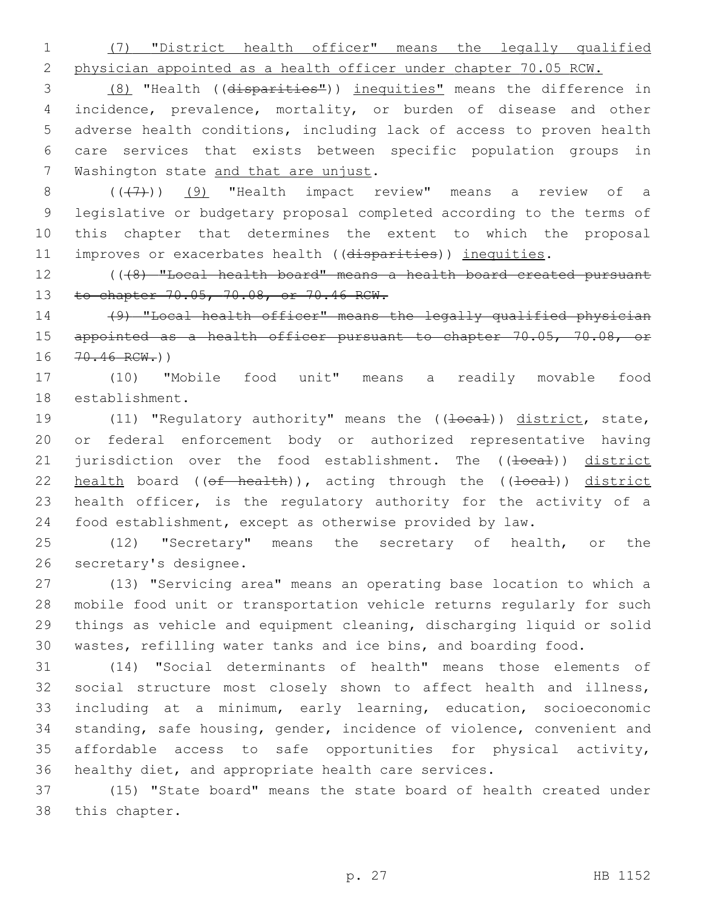(7) "District health officer" means the legally qualified physician appointed as a health officer under chapter 70.05 RCW.

(8) "Health ((disparities")) inequities" means the difference in incidence, prevalence, mortality, or burden of disease and other adverse health conditions, including lack of access to proven health care services that exists between specific population groups in Washington state and that are unjust.

(((7))) (9) "Health impact review" means a review of a legislative or budgetary proposal completed according to the terms of this chapter that determines the extent to which the proposal improves or exacerbates health ((disparities)) inequities.

(((8) "Local health board" means a health board created pursuant to chapter 70.05, 70.08, or 70.46 RCW.

(9) "Local health officer" means the legally qualified physician appointed as a health officer pursuant to chapter 70.05, 70.08, or 70.46 RCW.))

(10) "Mobile food unit" means a readily movable food establishment.

(11) "Regulatory authority" means the ((local)) district, state, or federal enforcement body or authorized representative having jurisdiction over the food establishment. The ((local)) district health board ((of health)), acting through the ((local)) district health officer, is the regulatory authority for the activity of a food establishment, except as otherwise provided by law.

(12) "Secretary" means the secretary of health, or the secretary's designee.

(13) "Servicing area" means an operating base location to which a mobile food unit or transportation vehicle returns regularly for such things as vehicle and equipment cleaning, discharging liquid or solid wastes, refilling water tanks and ice bins, and boarding food.

(14) "Social determinants of health" means those elements of social structure most closely shown to affect health and illness, including at a minimum, early learning, education, socioeconomic standing, safe housing, gender, incidence of violence, convenient and affordable access to safe opportunities for physical activity, healthy diet, and appropriate health care services.

(15) "State board" means the state board of health created under this chapter.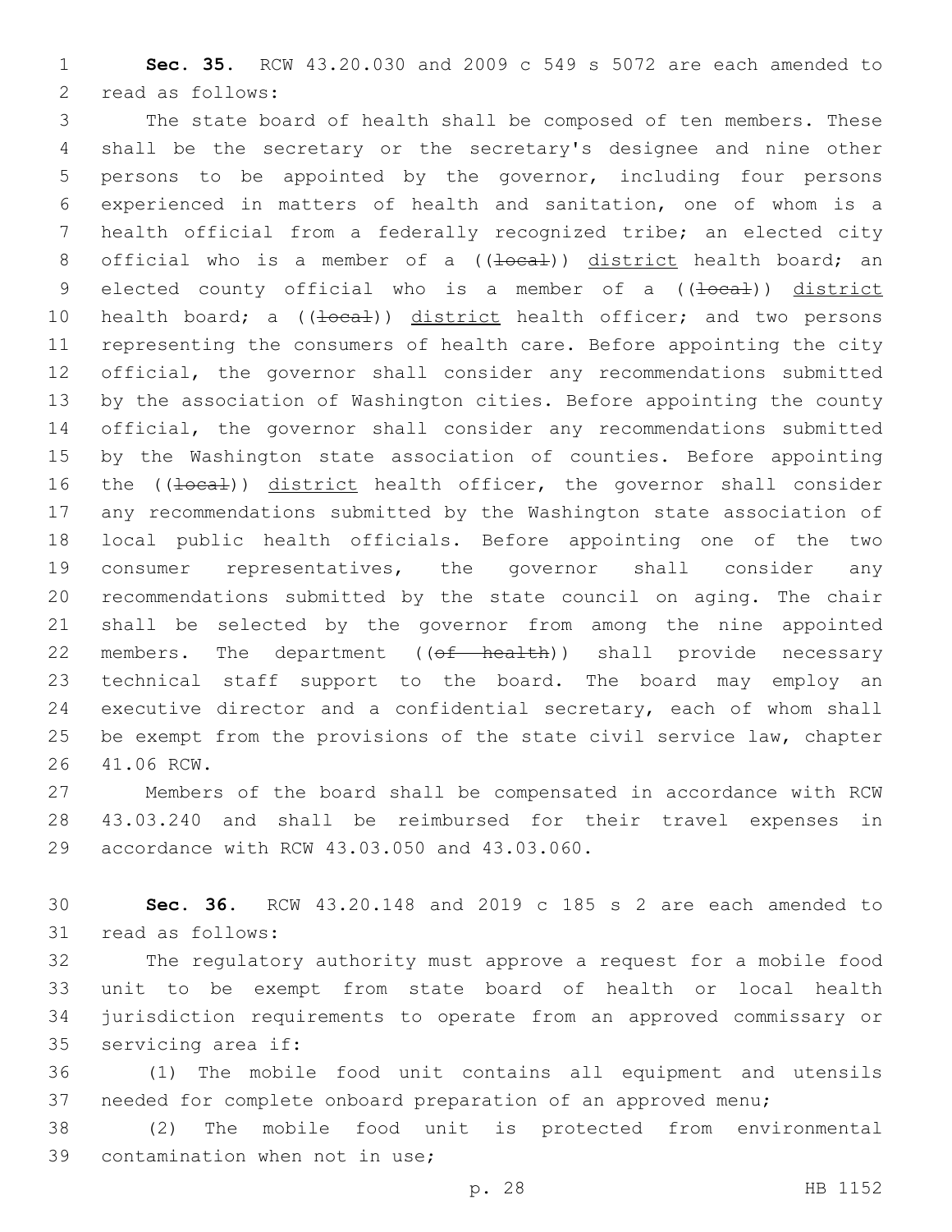**Sec. 35.** RCW 43.20.030 and 2009 c 549 s 5072 are each amended to read as follows:

The state board of health shall be composed of ten members. These shall be the secretary or the secretary's designee and nine other persons to be appointed by the governor, including four persons experienced in matters of health and sanitation, one of whom is a health official from a federally recognized tribe; an elected city official who is a member of a ((~~local~~)) district health board; an elected county official who is a member of a ((~~local~~)) district health board; a ((~~local~~)) district health officer; and two persons representing the consumers of health care. Before appointing the city official, the governor shall consider any recommendations submitted by the association of Washington cities. Before appointing the county official, the governor shall consider any recommendations submitted by the Washington state association of counties. Before appointing the ((~~local~~)) district health officer, the governor shall consider any recommendations submitted by the Washington state association of local public health officials. Before appointing one of the two consumer representatives, the governor shall consider any recommendations submitted by the state council on aging. The chair shall be selected by the governor from among the nine appointed members. The department ((~~of health~~)) shall provide necessary technical staff support to the board. The board may employ an executive director and a confidential secretary, each of whom shall be exempt from the provisions of the state civil service law, chapter 41.06 RCW.

Members of the board shall be compensated in accordance with RCW 43.03.240 and shall be reimbursed for their travel expenses in accordance with RCW 43.03.050 and 43.03.060.

**Sec. 36.** RCW 43.20.148 and 2019 c 185 s 2 are each amended to read as follows:

The regulatory authority must approve a request for a mobile food unit to be exempt from state board of health or local health jurisdiction requirements to operate from an approved commissary or servicing area if:

(1) The mobile food unit contains all equipment and utensils needed for complete onboard preparation of an approved menu;

(2) The mobile food unit is protected from environmental contamination when not in use;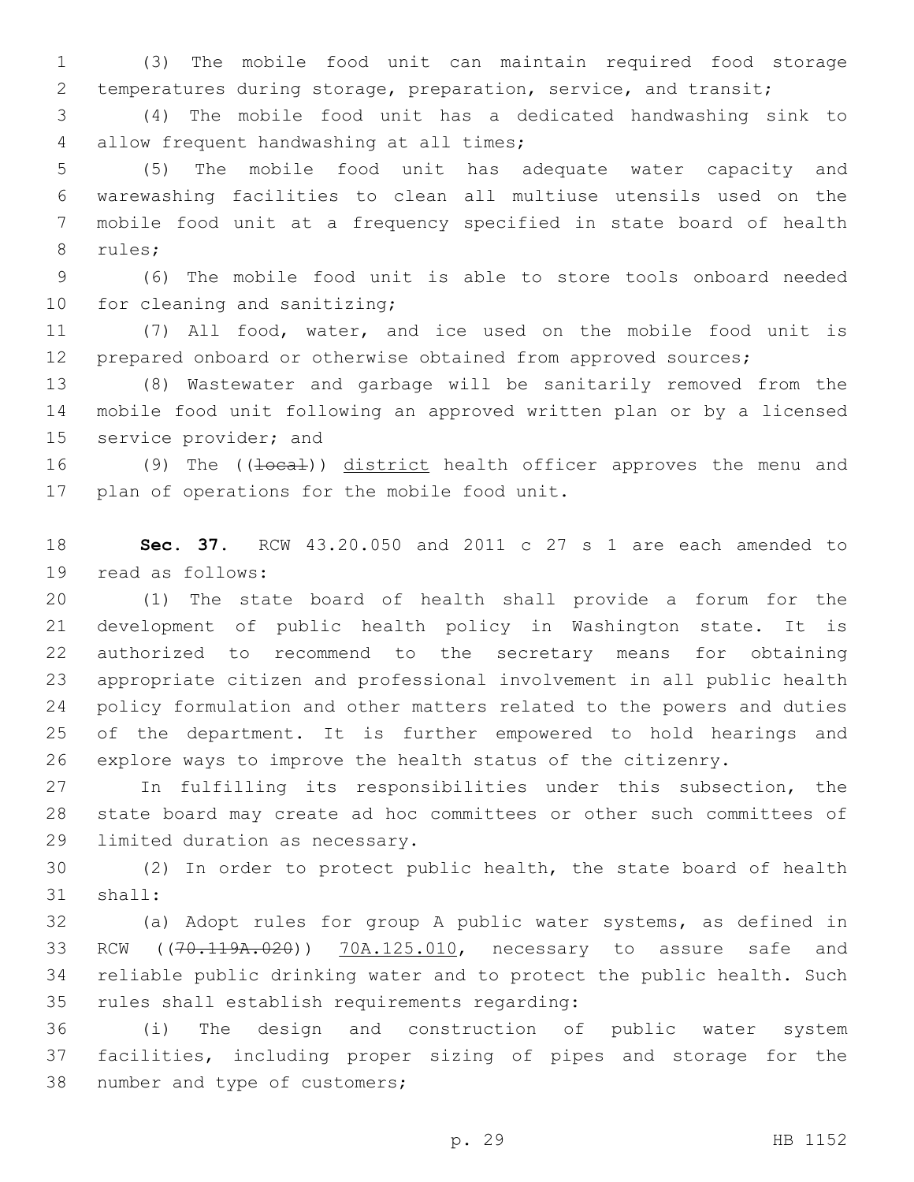(3) The mobile food unit can maintain required food storage temperatures during storage, preparation, service, and transit;

(4) The mobile food unit has a dedicated handwashing sink to allow frequent handwashing at all times;

(5) The mobile food unit has adequate water capacity and warewashing facilities to clean all multiuse utensils used on the mobile food unit at a frequency specified in state board of health rules;

(6) The mobile food unit is able to store tools onboard needed for cleaning and sanitizing;

(7) All food, water, and ice used on the mobile food unit is prepared onboard or otherwise obtained from approved sources;

(8) Wastewater and garbage will be sanitarily removed from the mobile food unit following an approved written plan or by a licensed service provider; and

(9) The ((~~local~~)) district health officer approves the menu and plan of operations for the mobile food unit.

**Sec. 37.** RCW 43.20.050 and 2011 c 27 s 1 are each amended to read as follows:

(1) The state board of health shall provide a forum for the development of public health policy in Washington state. It is authorized to recommend to the secretary means for obtaining appropriate citizen and professional involvement in all public health policy formulation and other matters related to the powers and duties of the department. It is further empowered to hold hearings and explore ways to improve the health status of the citizenry.

In fulfilling its responsibilities under this subsection, the state board may create ad hoc committees or other such committees of limited duration as necessary.

(2) In order to protect public health, the state board of health shall:

(a) Adopt rules for group A public water systems, as defined in RCW ((~~70.119A.020~~)) 70A.125.010, necessary to assure safe and reliable public drinking water and to protect the public health. Such rules shall establish requirements regarding:

(i) The design and construction of public water system facilities, including proper sizing of pipes and storage for the number and type of customers;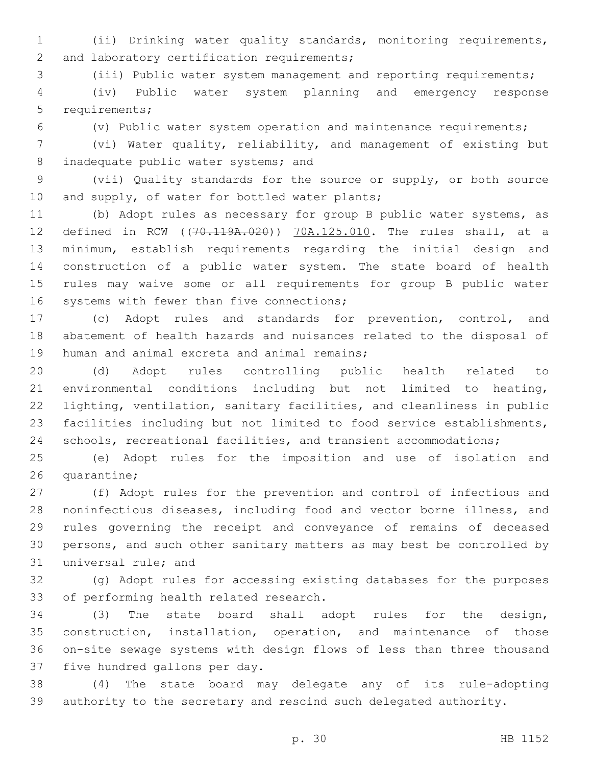(ii) Drinking water quality standards, monitoring requirements, and laboratory certification requirements;

(iii) Public water system management and reporting requirements;

(iv) Public water system planning and emergency response requirements;

(v) Public water system operation and maintenance requirements;

(vi) Water quality, reliability, and management of existing but inadequate public water systems; and

(vii) Quality standards for the source or supply, or both source and supply, of water for bottled water plants;

(b) Adopt rules as necessary for group B public water systems, as defined in RCW ((~~70.119A.020~~)) <u>70A.125.010</u>. The rules shall, at a minimum, establish requirements regarding the initial design and construction of a public water system. The state board of health rules may waive some or all requirements for group B public water systems with fewer than five connections;

(c) Adopt rules and standards for prevention, control, and abatement of health hazards and nuisances related to the disposal of human and animal excreta and animal remains;

(d) Adopt rules controlling public health related to environmental conditions including but not limited to heating, lighting, ventilation, sanitary facilities, and cleanliness in public facilities including but not limited to food service establishments, schools, recreational facilities, and transient accommodations;

(e) Adopt rules for the imposition and use of isolation and quarantine;

(f) Adopt rules for the prevention and control of infectious and noninfectious diseases, including food and vector borne illness, and rules governing the receipt and conveyance of remains of deceased persons, and such other sanitary matters as may best be controlled by universal rule; and

(g) Adopt rules for accessing existing databases for the purposes of performing health related research.

(3) The state board shall adopt rules for the design, construction, installation, operation, and maintenance of those on-site sewage systems with design flows of less than three thousand five hundred gallons per day.

(4) The state board may delegate any of its rule-adopting authority to the secretary and rescind such delegated authority.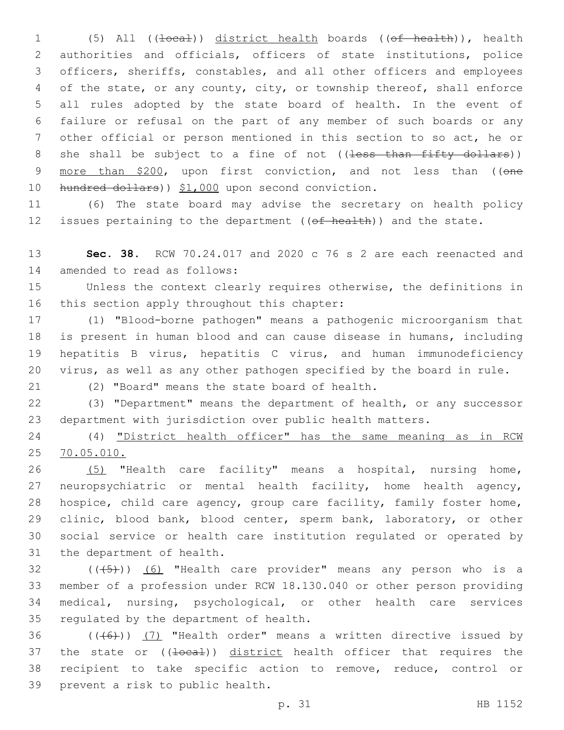(5) All ((~~local~~)) district health boards ((~~of health~~)), health authorities and officials, officers of state institutions, police officers, sheriffs, constables, and all other officers and employees of the state, or any county, city, or township thereof, shall enforce all rules adopted by the state board of health. In the event of failure or refusal on the part of any member of such boards or any other official or person mentioned in this section to so act, he or she shall be subject to a fine of not ((~~less than fifty dollars~~)) more than $200, upon first conviction, and not less than ((~~one hundred dollars~~)) $1,000 upon second conviction.

(6) The state board may advise the secretary on health policy issues pertaining to the department ((~~of health~~)) and the state.

**Sec. 38.** RCW 70.24.017 and 2020 c 76 s 2 are each reenacted and amended to read as follows:

Unless the context clearly requires otherwise, the definitions in this section apply throughout this chapter:

(1) "Blood-borne pathogen" means a pathogenic microorganism that is present in human blood and can cause disease in humans, including hepatitis B virus, hepatitis C virus, and human immunodeficiency virus, as well as any other pathogen specified by the board in rule.

(2) "Board" means the state board of health.

(3) "Department" means the department of health, or any successor department with jurisdiction over public health matters.

(4) "District health officer" has the same meaning as in RCW 70.05.010.

(5) "Health care facility" means a hospital, nursing home, neuropsychiatric or mental health facility, home health agency, hospice, child care agency, group care facility, family foster home, clinic, blood bank, blood center, sperm bank, laboratory, or other social service or health care institution regulated or operated by the department of health.

((~~(5)~~)) (6) "Health care provider" means any person who is a member of a profession under RCW 18.130.040 or other person providing medical, nursing, psychological, or other health care services regulated by the department of health.

((~~(6)~~)) (7) "Health order" means a written directive issued by the state or ((~~local~~)) district health officer that requires the recipient to take specific action to remove, reduce, control or prevent a risk to public health.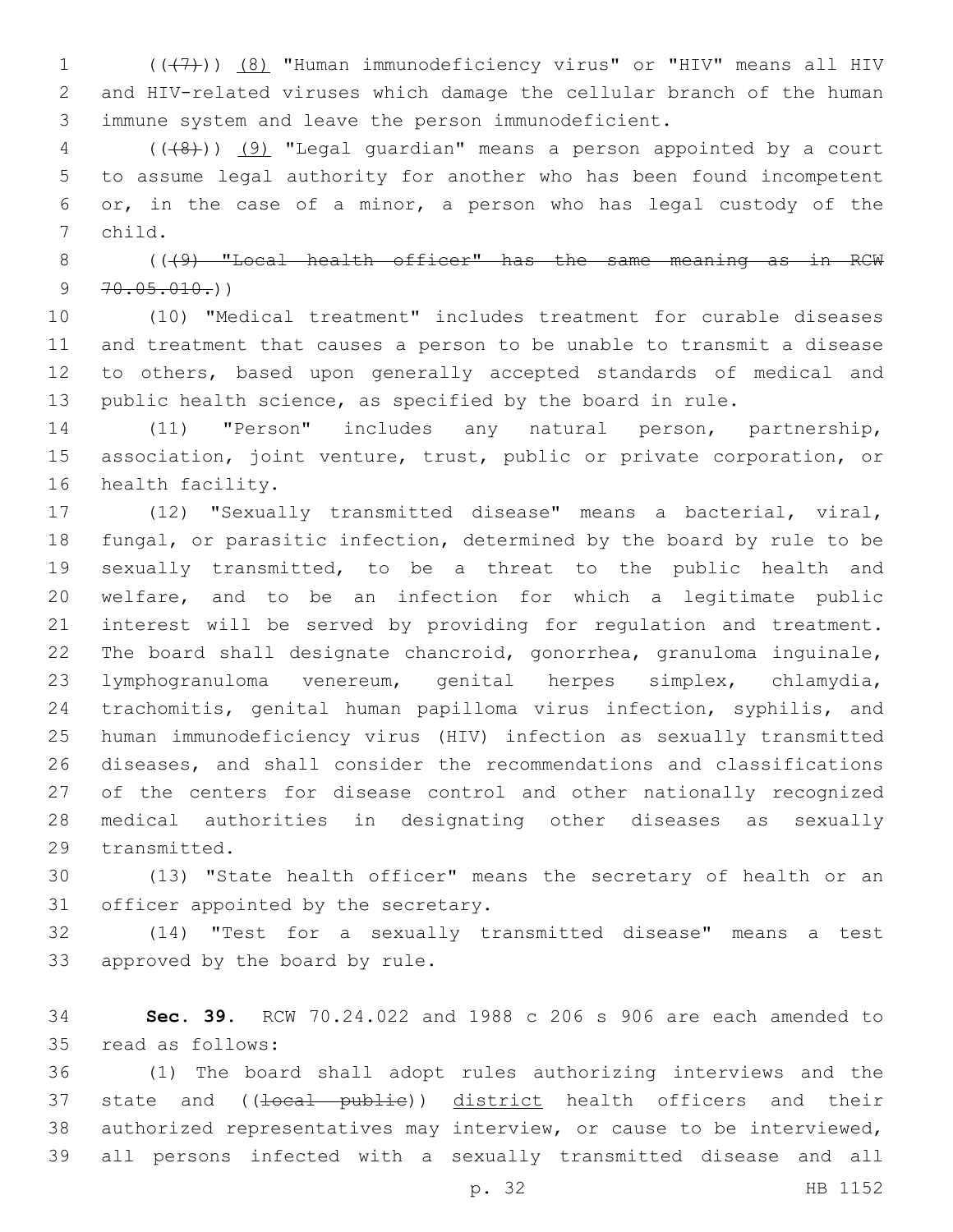((~~(7)~~)) <u>(8)</u> "Human immunodeficiency virus" or "HIV" means all HIV and HIV-related viruses which damage the cellular branch of the human immune system and leave the person immunodeficient.

((~~(8)~~)) <u>(9)</u> "Legal guardian" means a person appointed by a court to assume legal authority for another who has been found incompetent or, in the case of a minor, a person who has legal custody of the child.

((~~(9) "Local health officer" has the same meaning as in RCW 70.05.010.~~))

(10) "Medical treatment" includes treatment for curable diseases and treatment that causes a person to be unable to transmit a disease to others, based upon generally accepted standards of medical and public health science, as specified by the board in rule.

(11) "Person" includes any natural person, partnership, association, joint venture, trust, public or private corporation, or health facility.

(12) "Sexually transmitted disease" means a bacterial, viral, fungal, or parasitic infection, determined by the board by rule to be sexually transmitted, to be a threat to the public health and welfare, and to be an infection for which a legitimate public interest will be served by providing for regulation and treatment. The board shall designate chancroid, gonorrhea, granuloma inguinale, lymphogranuloma venereum, genital herpes simplex, chlamydia, trachomitis, genital human papilloma virus infection, syphilis, and human immunodeficiency virus (HIV) infection as sexually transmitted diseases, and shall consider the recommendations and classifications of the centers for disease control and other nationally recognized medical authorities in designating other diseases as sexually transmitted.

(13) "State health officer" means the secretary of health or an officer appointed by the secretary.

(14) "Test for a sexually transmitted disease" means a test approved by the board by rule.

**Sec. 39.** RCW 70.24.022 and 1988 c 206 s 906 are each amended to read as follows:

(1) The board shall adopt rules authorizing interviews and the state and ((~~local public~~)) <u>district</u> health officers and their authorized representatives may interview, or cause to be interviewed, all persons infected with a sexually transmitted disease and all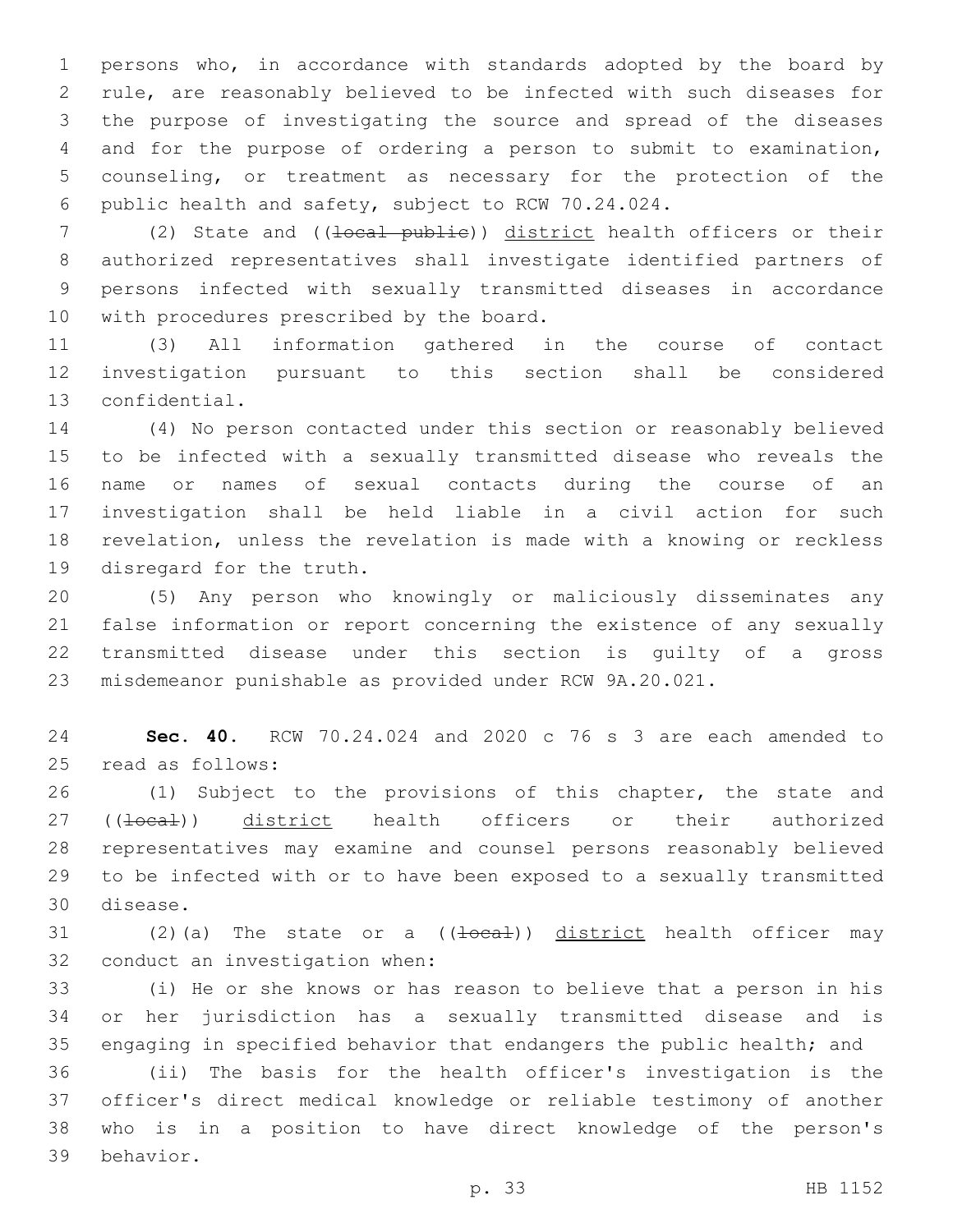persons who, in accordance with standards adopted by the board by rule, are reasonably believed to be infected with such diseases for the purpose of investigating the source and spread of the diseases and for the purpose of ordering a person to submit to examination, counseling, or treatment as necessary for the protection of the public health and safety, subject to RCW 70.24.024.

(2) State and ((~~local public~~)) district health officers or their authorized representatives shall investigate identified partners of persons infected with sexually transmitted diseases in accordance with procedures prescribed by the board.

(3) All information gathered in the course of contact investigation pursuant to this section shall be considered confidential.

(4) No person contacted under this section or reasonably believed to be infected with a sexually transmitted disease who reveals the name or names of sexual contacts during the course of an investigation shall be held liable in a civil action for such revelation, unless the revelation is made with a knowing or reckless disregard for the truth.

(5) Any person who knowingly or maliciously disseminates any false information or report concerning the existence of any sexually transmitted disease under this section is guilty of a gross misdemeanor punishable as provided under RCW 9A.20.021.

**Sec. 40.** RCW 70.24.024 and 2020 c 76 s 3 are each amended to read as follows:

(1) Subject to the provisions of this chapter, the state and ((~~local~~)) district health officers or their authorized representatives may examine and counsel persons reasonably believed to be infected with or to have been exposed to a sexually transmitted disease.

(2)(a) The state or a ((~~local~~)) district health officer may conduct an investigation when:

(i) He or she knows or has reason to believe that a person in his or her jurisdiction has a sexually transmitted disease and is engaging in specified behavior that endangers the public health; and

(ii) The basis for the health officer's investigation is the officer's direct medical knowledge or reliable testimony of another who is in a position to have direct knowledge of the person's behavior.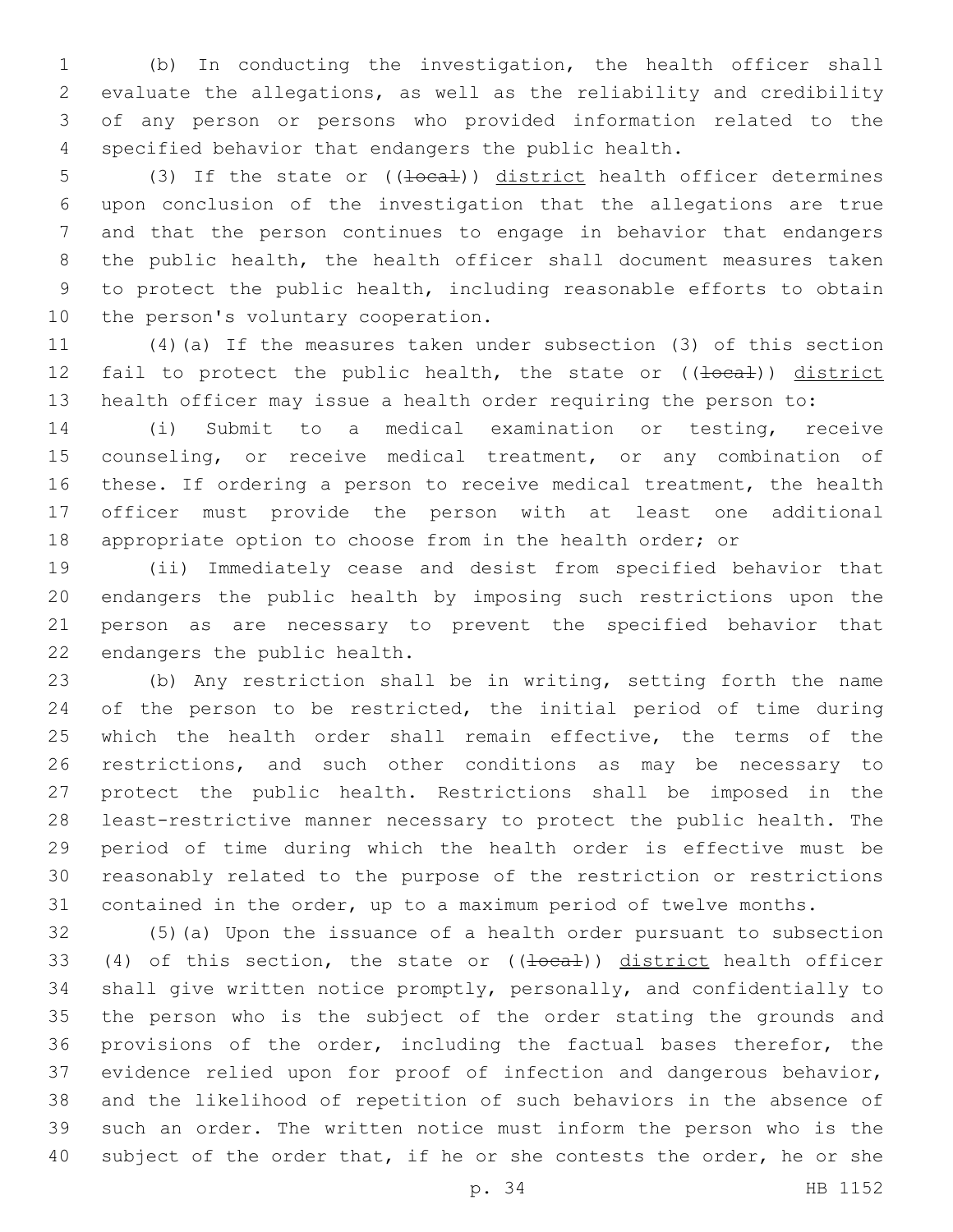(b) In conducting the investigation, the health officer shall evaluate the allegations, as well as the reliability and credibility of any person or persons who provided information related to the specified behavior that endangers the public health.

(3) If the state or ((~~local~~)) district health officer determines upon conclusion of the investigation that the allegations are true and that the person continues to engage in behavior that endangers the public health, the health officer shall document measures taken to protect the public health, including reasonable efforts to obtain the person's voluntary cooperation.

(4)(a) If the measures taken under subsection (3) of this section fail to protect the public health, the state or ((~~local~~)) district health officer may issue a health order requiring the person to:

(i) Submit to a medical examination or testing, receive counseling, or receive medical treatment, or any combination of these. If ordering a person to receive medical treatment, the health officer must provide the person with at least one additional appropriate option to choose from in the health order; or

(ii) Immediately cease and desist from specified behavior that endangers the public health by imposing such restrictions upon the person as are necessary to prevent the specified behavior that endangers the public health.

(b) Any restriction shall be in writing, setting forth the name of the person to be restricted, the initial period of time during which the health order shall remain effective, the terms of the restrictions, and such other conditions as may be necessary to protect the public health. Restrictions shall be imposed in the least-restrictive manner necessary to protect the public health. The period of time during which the health order is effective must be reasonably related to the purpose of the restriction or restrictions contained in the order, up to a maximum period of twelve months.

(5)(a) Upon the issuance of a health order pursuant to subsection (4) of this section, the state or ((~~local~~)) district health officer shall give written notice promptly, personally, and confidentially to the person who is the subject of the order stating the grounds and provisions of the order, including the factual bases therefor, the evidence relied upon for proof of infection and dangerous behavior, and the likelihood of repetition of such behaviors in the absence of such an order. The written notice must inform the person who is the subject of the order that, if he or she contests the order, he or she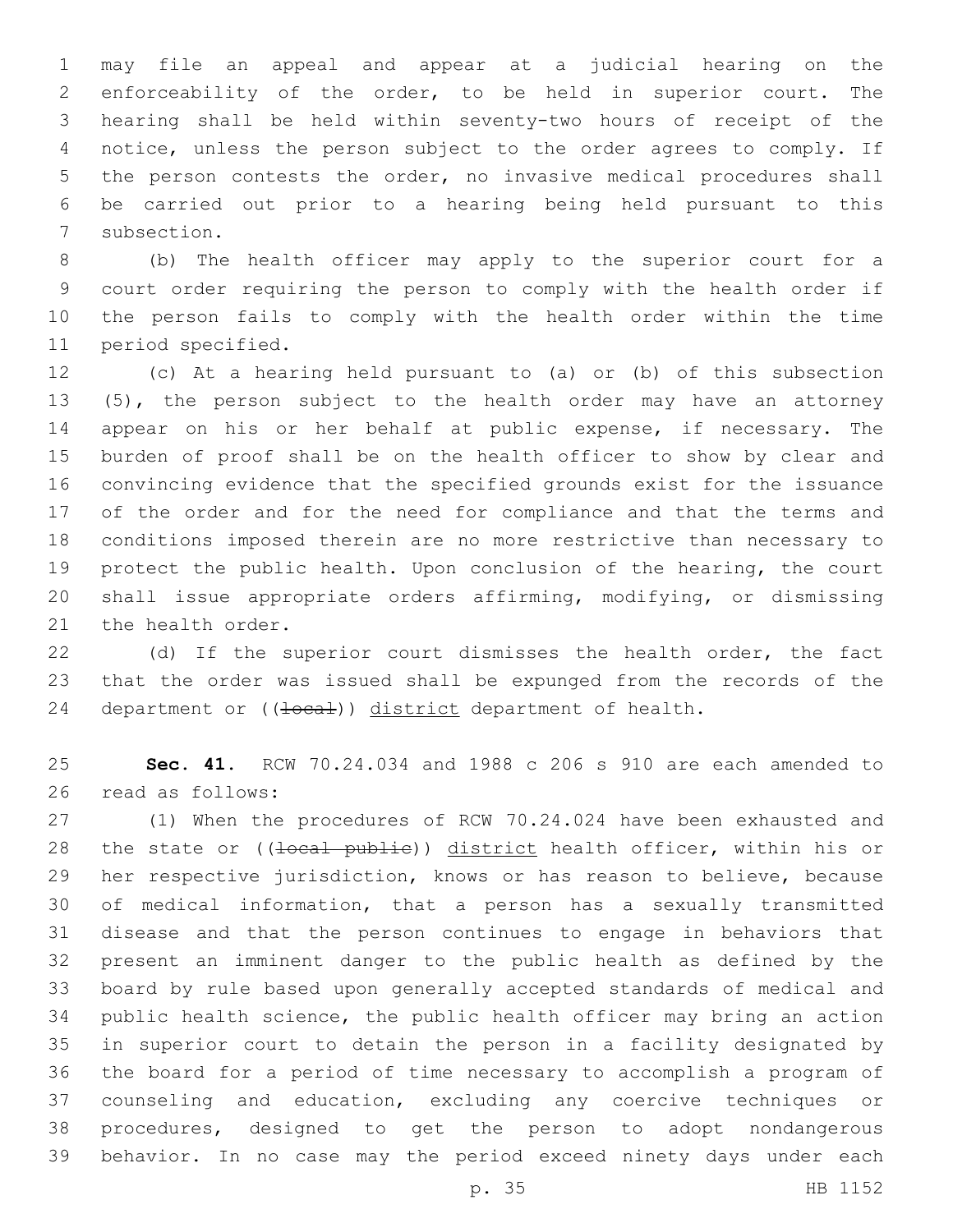may file an appeal and appear at a judicial hearing on the enforceability of the order, to be held in superior court. The hearing shall be held within seventy-two hours of receipt of the notice, unless the person subject to the order agrees to comply. If the person contests the order, no invasive medical procedures shall be carried out prior to a hearing being held pursuant to this subsection.

(b) The health officer may apply to the superior court for a court order requiring the person to comply with the health order if the person fails to comply with the health order within the time period specified.

(c) At a hearing held pursuant to (a) or (b) of this subsection (5), the person subject to the health order may have an attorney appear on his or her behalf at public expense, if necessary. The burden of proof shall be on the health officer to show by clear and convincing evidence that the specified grounds exist for the issuance of the order and for the need for compliance and that the terms and conditions imposed therein are no more restrictive than necessary to protect the public health. Upon conclusion of the hearing, the court shall issue appropriate orders affirming, modifying, or dismissing the health order.

(d) If the superior court dismisses the health order, the fact that the order was issued shall be expunged from the records of the department or ((~~local~~)) <u>district</u> department of health.

**Sec. 41.** RCW 70.24.034 and 1988 c 206 s 910 are each amended to read as follows:

(1) When the procedures of RCW 70.24.024 have been exhausted and the state or ((~~local public~~)) <u>district</u> health officer, within his or her respective jurisdiction, knows or has reason to believe, because of medical information, that a person has a sexually transmitted disease and that the person continues to engage in behaviors that present an imminent danger to the public health as defined by the board by rule based upon generally accepted standards of medical and public health science, the public health officer may bring an action in superior court to detain the person in a facility designated by the board for a period of time necessary to accomplish a program of counseling and education, excluding any coercive techniques or procedures, designed to get the person to adopt nondangerous behavior. In no case may the period exceed ninety days under each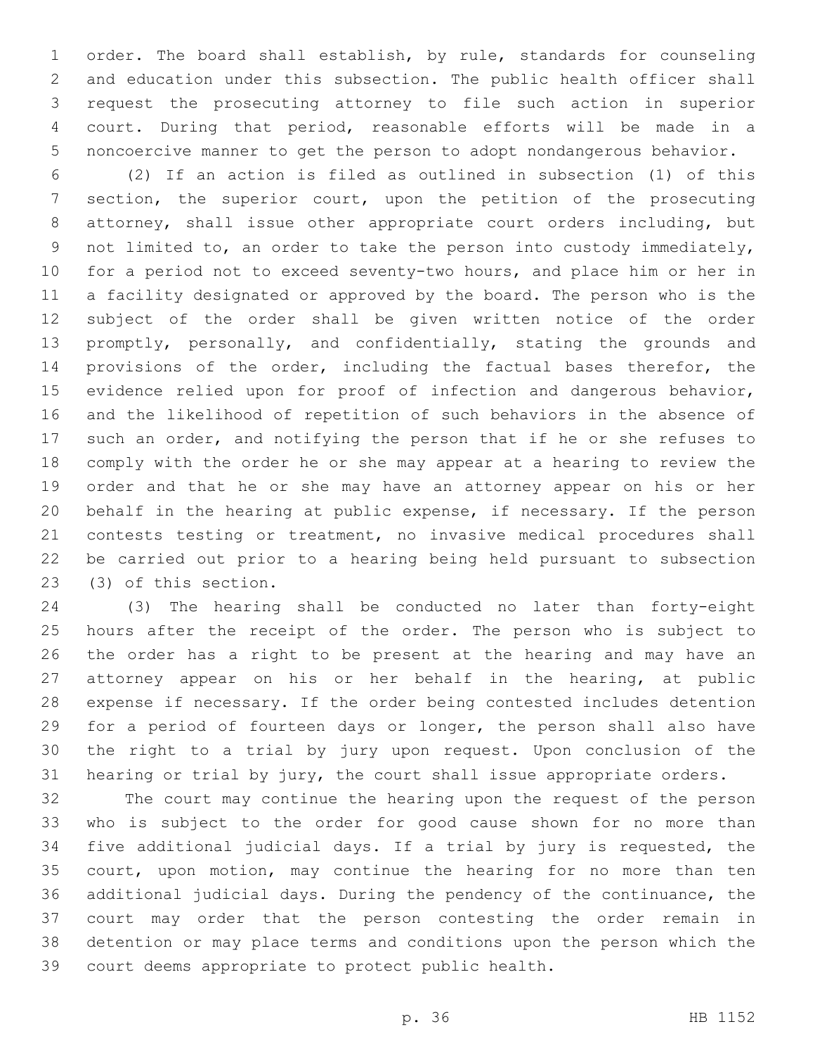order. The board shall establish, by rule, standards for counseling and education under this subsection. The public health officer shall request the prosecuting attorney to file such action in superior court. During that period, reasonable efforts will be made in a noncoercive manner to get the person to adopt nondangerous behavior.

(2) If an action is filed as outlined in subsection (1) of this section, the superior court, upon the petition of the prosecuting attorney, shall issue other appropriate court orders including, but not limited to, an order to take the person into custody immediately, for a period not to exceed seventy-two hours, and place him or her in a facility designated or approved by the board. The person who is the subject of the order shall be given written notice of the order promptly, personally, and confidentially, stating the grounds and provisions of the order, including the factual bases therefor, the evidence relied upon for proof of infection and dangerous behavior, and the likelihood of repetition of such behaviors in the absence of such an order, and notifying the person that if he or she refuses to comply with the order he or she may appear at a hearing to review the order and that he or she may have an attorney appear on his or her behalf in the hearing at public expense, if necessary. If the person contests testing or treatment, no invasive medical procedures shall be carried out prior to a hearing being held pursuant to subsection (3) of this section.

(3) The hearing shall be conducted no later than forty-eight hours after the receipt of the order. The person who is subject to the order has a right to be present at the hearing and may have an attorney appear on his or her behalf in the hearing, at public expense if necessary. If the order being contested includes detention for a period of fourteen days or longer, the person shall also have the right to a trial by jury upon request. Upon conclusion of the hearing or trial by jury, the court shall issue appropriate orders.

The court may continue the hearing upon the request of the person who is subject to the order for good cause shown for no more than five additional judicial days. If a trial by jury is requested, the court, upon motion, may continue the hearing for no more than ten additional judicial days. During the pendency of the continuance, the court may order that the person contesting the order remain in detention or may place terms and conditions upon the person which the court deems appropriate to protect public health.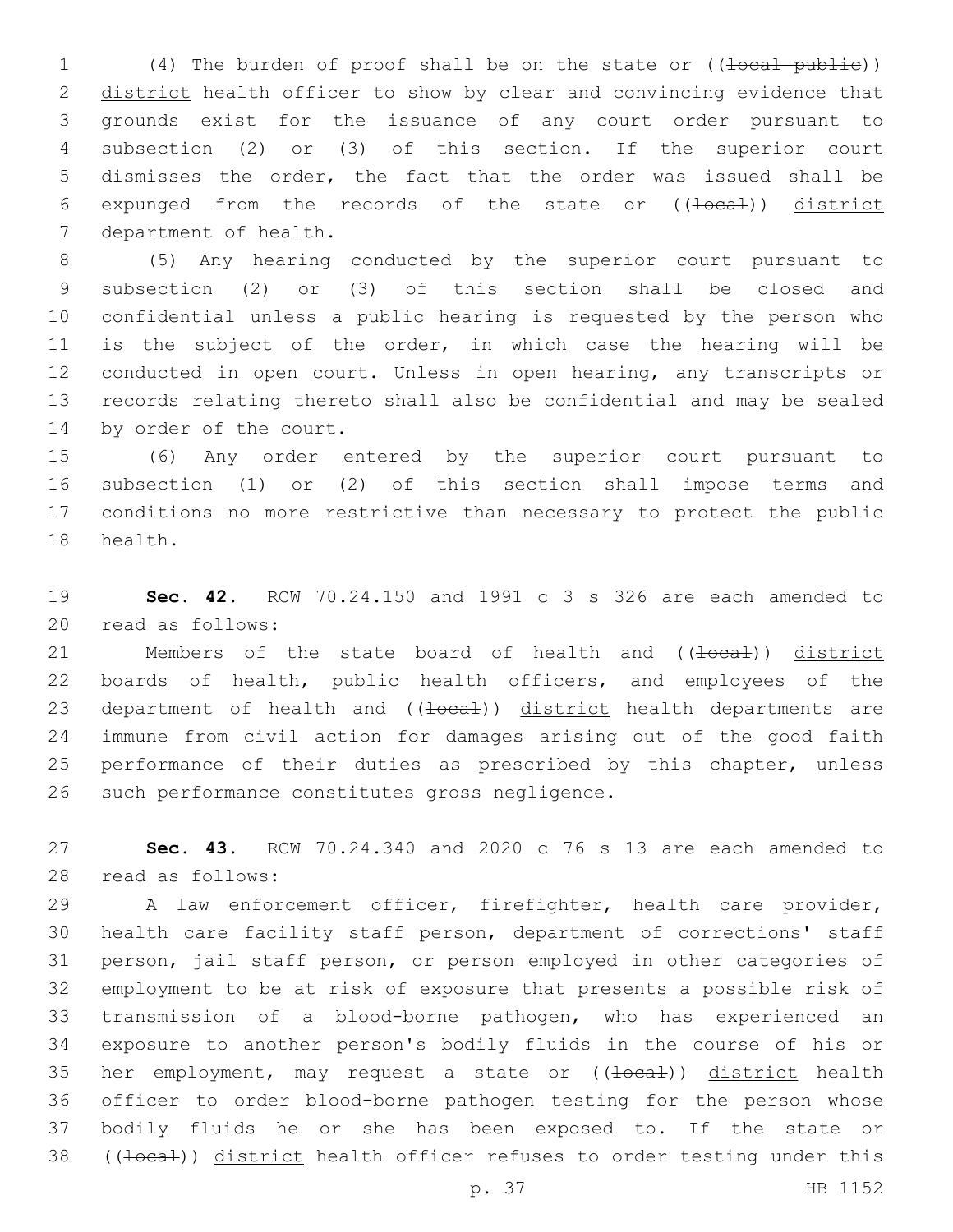(4) The burden of proof shall be on the state or ((~~local public~~)) district health officer to show by clear and convincing evidence that grounds exist for the issuance of any court order pursuant to subsection (2) or (3) of this section. If the superior court dismisses the order, the fact that the order was issued shall be expunged from the records of the state or ((~~local~~)) district department of health.

(5) Any hearing conducted by the superior court pursuant to subsection (2) or (3) of this section shall be closed and confidential unless a public hearing is requested by the person who is the subject of the order, in which case the hearing will be conducted in open court. Unless in open hearing, any transcripts or records relating thereto shall also be confidential and may be sealed by order of the court.

(6) Any order entered by the superior court pursuant to subsection (1) or (2) of this section shall impose terms and conditions no more restrictive than necessary to protect the public health.

**Sec. 42.** RCW 70.24.150 and 1991 c 3 s 326 are each amended to read as follows:

Members of the state board of health and ((~~local~~)) district boards of health, public health officers, and employees of the department of health and ((~~local~~)) district health departments are immune from civil action for damages arising out of the good faith performance of their duties as prescribed by this chapter, unless such performance constitutes gross negligence.

**Sec. 43.** RCW 70.24.340 and 2020 c 76 s 13 are each amended to read as follows:

A law enforcement officer, firefighter, health care provider, health care facility staff person, department of corrections' staff person, jail staff person, or person employed in other categories of employment to be at risk of exposure that presents a possible risk of transmission of a blood-borne pathogen, who has experienced an exposure to another person's bodily fluids in the course of his or her employment, may request a state or ((~~local~~)) district health officer to order blood-borne pathogen testing for the person whose bodily fluids he or she has been exposed to. If the state or ((~~local~~)) district health officer refuses to order testing under this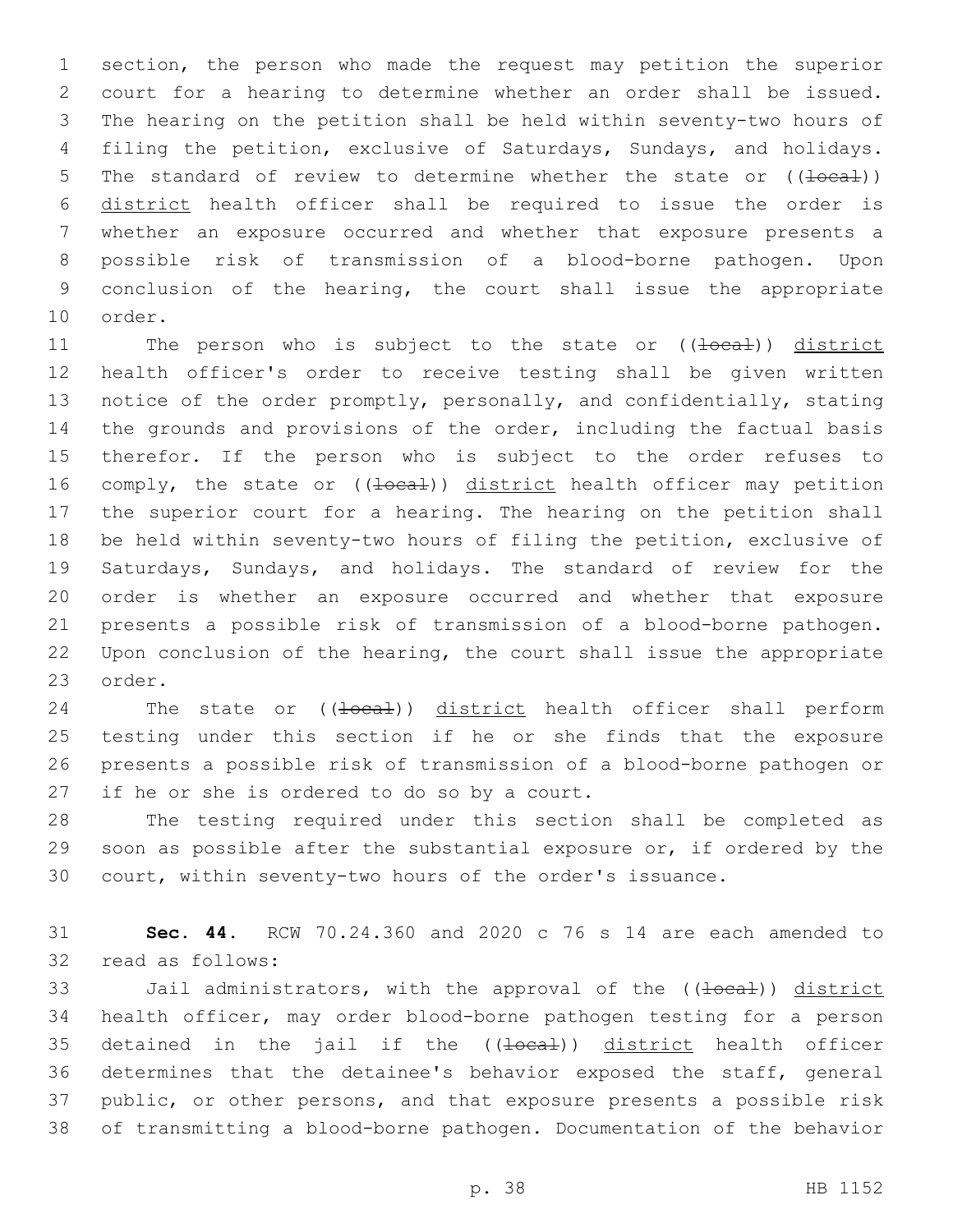section, the person who made the request may petition the superior court for a hearing to determine whether an order shall be issued. The hearing on the petition shall be held within seventy-two hours of filing the petition, exclusive of Saturdays, Sundays, and holidays. The standard of review to determine whether the state or ((~~local~~)) <u>district</u> health officer shall be required to issue the order is whether an exposure occurred and whether that exposure presents a possible risk of transmission of a blood-borne pathogen. Upon conclusion of the hearing, the court shall issue the appropriate order.

The person who is subject to the state or ((~~local~~)) <u>district</u> health officer's order to receive testing shall be given written notice of the order promptly, personally, and confidentially, stating the grounds and provisions of the order, including the factual basis therefor. If the person who is subject to the order refuses to comply, the state or ((~~local~~)) <u>district</u> health officer may petition the superior court for a hearing. The hearing on the petition shall be held within seventy-two hours of filing the petition, exclusive of Saturdays, Sundays, and holidays. The standard of review for the order is whether an exposure occurred and whether that exposure presents a possible risk of transmission of a blood-borne pathogen. Upon conclusion of the hearing, the court shall issue the appropriate order.

The state or ((~~local~~)) <u>district</u> health officer shall perform testing under this section if he or she finds that the exposure presents a possible risk of transmission of a blood-borne pathogen or if he or she is ordered to do so by a court.

The testing required under this section shall be completed as soon as possible after the substantial exposure or, if ordered by the court, within seventy-two hours of the order's issuance.

**Sec. 44.** RCW 70.24.360 and 2020 c 76 s 14 are each amended to read as follows:

Jail administrators, with the approval of the ((~~local~~)) <u>district</u> health officer, may order blood-borne pathogen testing for a person detained in the jail if the ((~~local~~)) <u>district</u> health officer determines that the detainee's behavior exposed the staff, general public, or other persons, and that exposure presents a possible risk of transmitting a blood-borne pathogen. Documentation of the behavior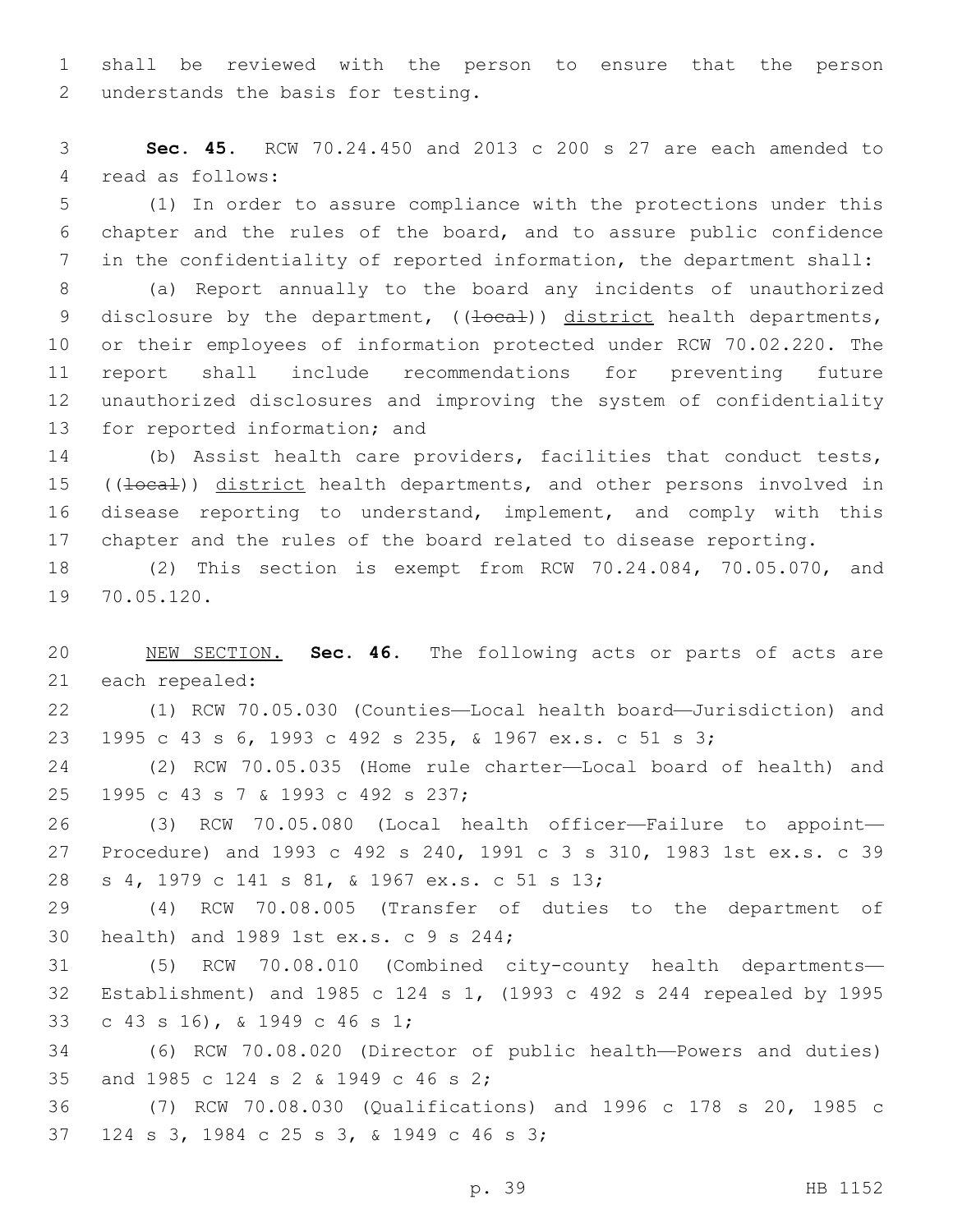shall be reviewed with the person to ensure that the person understands the basis for testing.

**Sec. 45.** RCW 70.24.450 and 2013 c 200 s 27 are each amended to read as follows:

(1) In order to assure compliance with the protections under this chapter and the rules of the board, and to assure public confidence in the confidentiality of reported information, the department shall:

(a) Report annually to the board any incidents of unauthorized disclosure by the department, ((~~local~~)) district health departments, or their employees of information protected under RCW 70.02.220. The report shall include recommendations for preventing future unauthorized disclosures and improving the system of confidentiality for reported information; and

(b) Assist health care providers, facilities that conduct tests, ((~~local~~)) district health departments, and other persons involved in disease reporting to understand, implement, and comply with this chapter and the rules of the board related to disease reporting.

(2) This section is exempt from RCW 70.24.084, 70.05.070, and 70.05.120.

NEW SECTION. **Sec. 46.** The following acts or parts of acts are each repealed:

(1) RCW 70.05.030 (Counties—Local health board—Jurisdiction) and 1995 c 43 s 6, 1993 c 492 s 235, & 1967 ex.s. c 51 s 3;

(2) RCW 70.05.035 (Home rule charter—Local board of health) and 1995 c 43 s 7 & 1993 c 492 s 237;

(3) RCW 70.05.080 (Local health officer—Failure to appoint—Procedure) and 1993 c 492 s 240, 1991 c 3 s 310, 1983 1st ex.s. c 39 s 4, 1979 c 141 s 81, & 1967 ex.s. c 51 s 13;

(4) RCW 70.08.005 (Transfer of duties to the department of health) and 1989 1st ex.s. c 9 s 244;

(5) RCW 70.08.010 (Combined city-county health departments—Establishment) and 1985 c 124 s 1, (1993 c 492 s 244 repealed by 1995 c 43 s 16), & 1949 c 46 s 1;

(6) RCW 70.08.020 (Director of public health—Powers and duties) and 1985 c 124 s 2 & 1949 c 46 s 2;

(7) RCW 70.08.030 (Qualifications) and 1996 c 178 s 20, 1985 c 124 s 3, 1984 c 25 s 3, & 1949 c 46 s 3;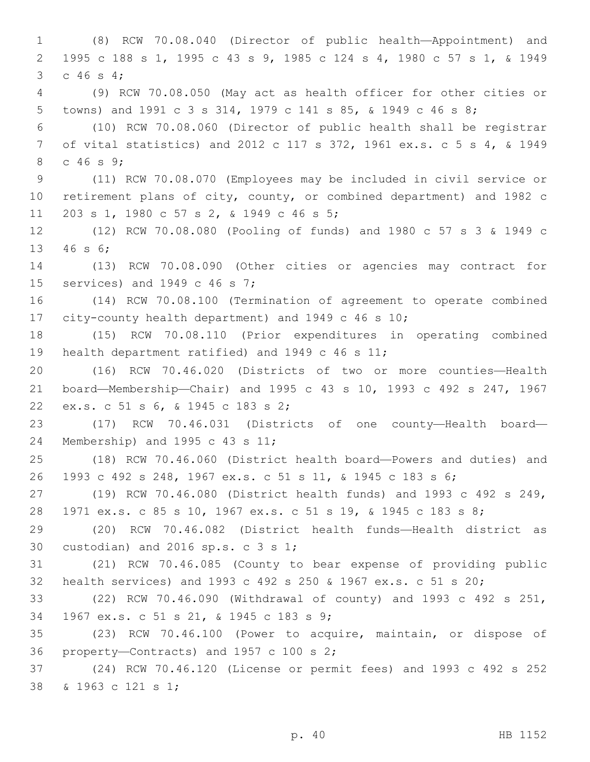(8) RCW 70.08.040 (Director of public health—Appointment) and 1995 c 188 s 1, 1995 c 43 s 9, 1985 c 124 s 4, 1980 c 57 s 1, & 1949 c 46 s 4;

(9) RCW 70.08.050 (May act as health officer for other cities or towns) and 1991 c 3 s 314, 1979 c 141 s 85, & 1949 c 46 s 8;

(10) RCW 70.08.060 (Director of public health shall be registrar of vital statistics) and 2012 c 117 s 372, 1961 ex.s. c 5 s 4, & 1949 c 46 s 9;

(11) RCW 70.08.070 (Employees may be included in civil service or retirement plans of city, county, or combined department) and 1982 c 203 s 1, 1980 c 57 s 2, & 1949 c 46 s 5;

(12) RCW 70.08.080 (Pooling of funds) and 1980 c 57 s 3 & 1949 c 46 s 6;

(13) RCW 70.08.090 (Other cities or agencies may contract for services) and 1949 c 46 s 7;

(14) RCW 70.08.100 (Termination of agreement to operate combined city-county health department) and 1949 c 46 s 10;

(15) RCW 70.08.110 (Prior expenditures in operating combined health department ratified) and 1949 c 46 s 11;

(16) RCW 70.46.020 (Districts of two or more counties—Health board—Membership—Chair) and 1995 c 43 s 10, 1993 c 492 s 247, 1967 ex.s. c 51 s 6, & 1945 c 183 s 2;

(17) RCW 70.46.031 (Districts of one county—Health board—Membership) and 1995 c 43 s 11;

(18) RCW 70.46.060 (District health board—Powers and duties) and 1993 c 492 s 248, 1967 ex.s. c 51 s 11, & 1945 c 183 s 6;

(19) RCW 70.46.080 (District health funds) and 1993 c 492 s 249, 1971 ex.s. c 85 s 10, 1967 ex.s. c 51 s 19, & 1945 c 183 s 8;

(20) RCW 70.46.082 (District health funds—Health district as custodian) and 2016 sp.s. c 3 s 1;

(21) RCW 70.46.085 (County to bear expense of providing public health services) and 1993 c 492 s 250 & 1967 ex.s. c 51 s 20;

(22) RCW 70.46.090 (Withdrawal of county) and 1993 c 492 s 251, 1967 ex.s. c 51 s 21, & 1945 c 183 s 9;

(23) RCW 70.46.100 (Power to acquire, maintain, or dispose of property—Contracts) and 1957 c 100 s 2;

(24) RCW 70.46.120 (License or permit fees) and 1993 c 492 s 252 & 1963 c 121 s 1;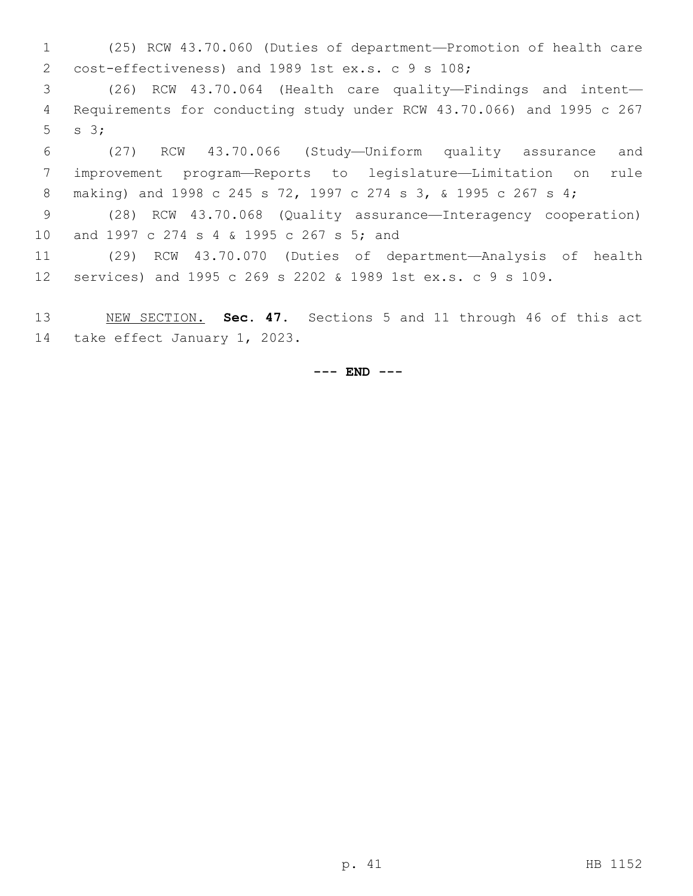(25) RCW 43.70.060 (Duties of department—Promotion of health care cost-effectiveness) and 1989 1st ex.s. c 9 s 108;

(26) RCW 43.70.064 (Health care quality—Findings and intent—Requirements for conducting study under RCW 43.70.066) and 1995 c 267 s 3;

(27) RCW 43.70.066 (Study—Uniform quality assurance and improvement program—Reports to legislature—Limitation on rule making) and 1998 c 245 s 72, 1997 c 274 s 3, & 1995 c 267 s 4;

(28) RCW 43.70.068 (Quality assurance—Interagency cooperation) and 1997 c 274 s 4 & 1995 c 267 s 5; and

(29) RCW 43.70.070 (Duties of department—Analysis of health services) and 1995 c 269 s 2202 & 1989 1st ex.s. c 9 s 109.

NEW SECTION. **Sec. 47.** Sections 5 and 11 through 46 of this act take effect January 1, 2023.

**--- END ---**